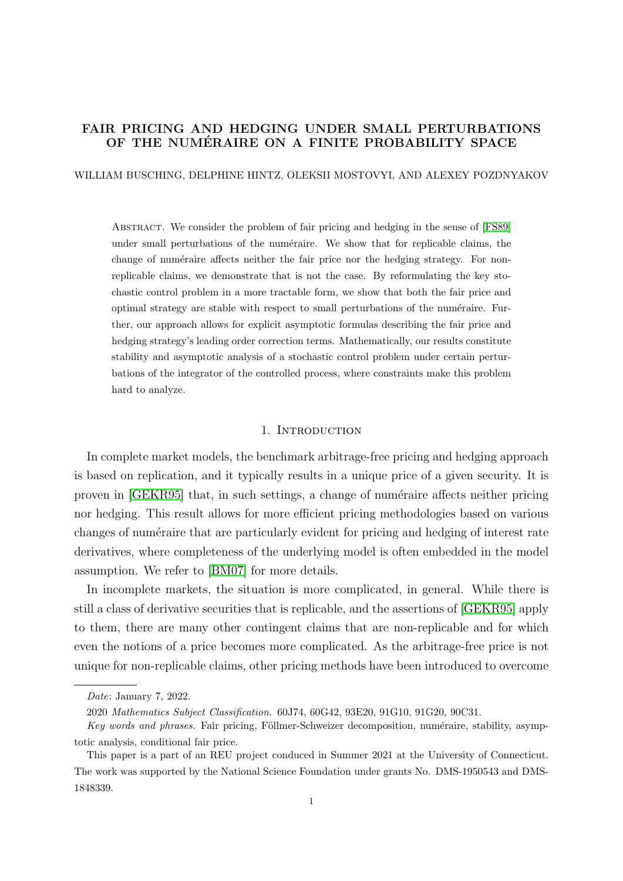# FAIR PRICING AND HEDGING UNDER SMALL PERTURBATIONS OF THE NUMÉRAIRE ON A FINITE PROBABILITY SPACE

WILLIAM BUSCHING, DELPHINE HINTZ, OLEKSII MOSTOVYI, AND ALEXEY POZDNYAKOV

Abstract. We consider the problem of fair pricing and hedging in the sense of [FS89] under small perturbations of the numéraire. We show that for replicable claims, the change of numéraire affects neither the fair price nor the hedging strategy. For non-replicable claims, we demonstrate that is not the case. By reformulating the key stochastic control problem in a more tractable form, we show that both the fair price and optimal strategy are stable with respect to small perturbations of the numéraire. Further, our approach allows for explicit asymptotic formulas describing the fair price and hedging strategy's leading order correction terms. Mathematically, our results constitute stability and asymptotic analysis of a stochastic control problem under certain perturbations of the integrator of the controlled process, where constraints make this problem hard to analyze.

## 1. Introduction

In complete market models, the benchmark arbitrage-free pricing and hedging approach is based on replication, and it typically results in a unique price of a given security. It is proven in [GEKR95] that, in such settings, a change of numéraire affects neither pricing nor hedging. This result allows for more efficient pricing methodologies based on various changes of numéraire that are particularly evident for pricing and hedging of interest rate derivatives, where completeness of the underlying model is often embedded in the model assumption. We refer to [BM07] for more details.

In incomplete markets, the situation is more complicated, in general. While there is still a class of derivative securities that is replicable, and the assertions of [GEKR95] apply to them, there are many other contingent claims that are non-replicable and for which even the notions of a price becomes more complicated. As the arbitrage-free price is not unique for non-replicable claims, other pricing methods have been introduced to overcome

---

*Date*: January 7, 2022.

2020 *Mathematics Subject Classification.* 60J74, 60G42, 93E20, 91G10, 91G20, 90C31.

*Key words and phrases.* Fair pricing, Föllmer-Schweizer decomposition, numéraire, stability, asymptotic analysis, conditional fair price.

This paper is a part of an REU project conduced in Summer 2021 at the University of Connecticut. The work was supported by the National Science Foundation under grants No. DMS-1950543 and DMS-1848339.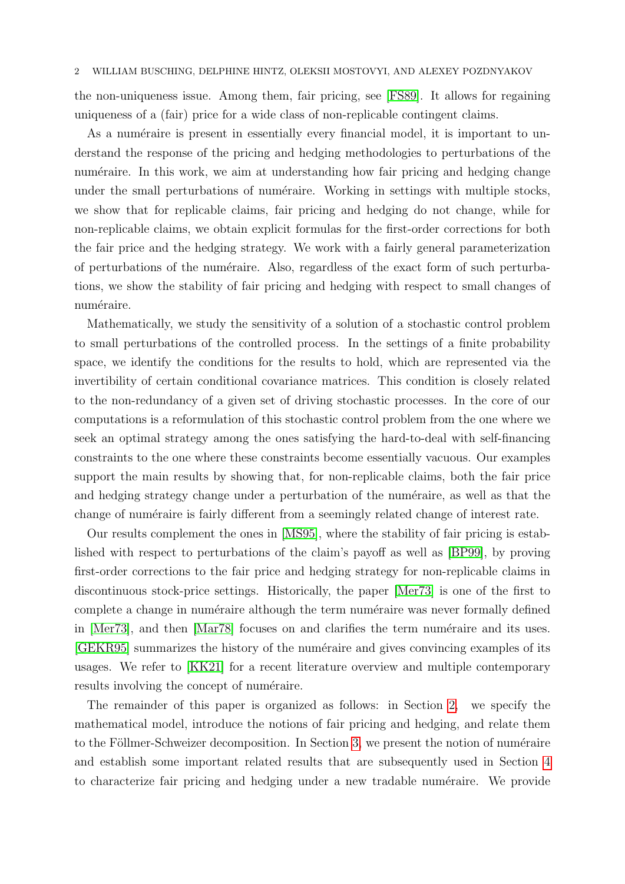the non-uniqueness issue. Among them, fair pricing, see [FS89]. It allows for regaining uniqueness of a (fair) price for a wide class of non-replicable contingent claims.

As a numéraire is present in essentially every financial model, it is important to understand the response of the pricing and hedging methodologies to perturbations of the numéraire. In this work, we aim at understanding how fair pricing and hedging change under the small perturbations of numéraire. Working in settings with multiple stocks, we show that for replicable claims, fair pricing and hedging do not change, while for non-replicable claims, we obtain explicit formulas for the first-order corrections for both the fair price and the hedging strategy. We work with a fairly general parameterization of perturbations of the numéraire. Also, regardless of the exact form of such perturbations, we show the stability of fair pricing and hedging with respect to small changes of numéraire.

Mathematically, we study the sensitivity of a solution of a stochastic control problem to small perturbations of the controlled process. In the settings of a finite probability space, we identify the conditions for the results to hold, which are represented via the invertibility of certain conditional covariance matrices. This condition is closely related to the non-redundancy of a given set of driving stochastic processes. In the core of our computations is a reformulation of this stochastic control problem from the one where we seek an optimal strategy among the ones satisfying the hard-to-deal with self-financing constraints to the one where these constraints become essentially vacuous. Our examples support the main results by showing that, for non-replicable claims, both the fair price and hedging strategy change under a perturbation of the numéraire, as well as that the change of numéraire is fairly different from a seemingly related change of interest rate.

Our results complement the ones in [MS95], where the stability of fair pricing is established with respect to perturbations of the claim's payoff as well as [BP99], by proving first-order corrections to the fair price and hedging strategy for non-replicable claims in discontinuous stock-price settings. Historically, the paper [Mer73] is one of the first to complete a change in numéraire although the term numéraire was never formally defined in [Mer73], and then [Mar78] focuses on and clarifies the term numéraire and its uses. [GEKR95] summarizes the history of the numéraire and gives convincing examples of its usages. We refer to [KK21] for a recent literature overview and multiple contemporary results involving the concept of numéraire.

The remainder of this paper is organized as follows: in Section 2, we specify the mathematical model, introduce the notions of fair pricing and hedging, and relate them to the Föllmer-Schweizer decomposition. In Section 3, we present the notion of numéraire and establish some important related results that are subsequently used in Section 4 to characterize fair pricing and hedging under a new tradable numéraire. We provide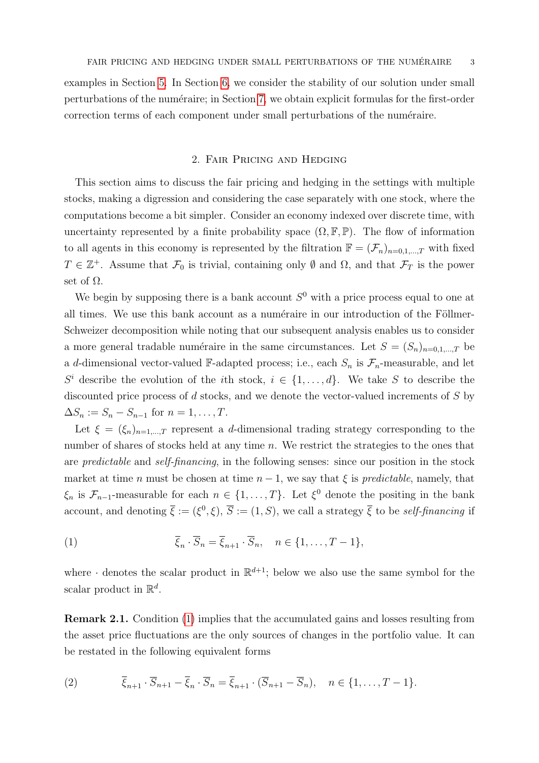examples in Section 5. In Section 6, we consider the stability of our solution under small perturbations of the numéraire; in Section 7, we obtain explicit formulas for the first-order correction terms of each component under small perturbations of the numéraire.

## 2. Fair Pricing and Hedging

This section aims to discuss the fair pricing and hedging in the settings with multiple stocks, making a digression and considering the case separately with one stock, where the computations become a bit simpler. Consider an economy indexed over discrete time, with uncertainty represented by a finite probability space $(\Omega, \mathbb{F}, \mathbb{P})$. The flow of information to all agents in this economy is represented by the filtration $\mathbb{F} = (\mathcal{F}_n)_{n=0,1,\ldots,T}$ with fixed $T \in \mathbb{Z}^+$. Assume that $\mathcal{F}_0$ is trivial, containing only $\emptyset$ and $\Omega$, and that $\mathcal{F}_T$ is the power set of $\Omega$.

We begin by supposing there is a bank account $S^0$ with a price process equal to one at all times. We use this bank account as a numéraire in our introduction of the Föllmer-Schweizer decomposition while noting that our subsequent analysis enables us to consider a more general tradable numéraire in the same circumstances. Let $S = (S_n)_{n=0,1,\ldots,T}$ be a $d$-dimensional vector-valued $\mathbb{F}$-adapted process; i.e., each $S_n$ is $\mathcal{F}_n$-measurable, and let $S^i$ describe the evolution of the $i$th stock, $i \in \{1, \ldots, d\}$. We take $S$ to describe the discounted price process of $d$ stocks, and we denote the vector-valued increments of $S$ by $\Delta S_n := S_n - S_{n-1}$ for $n = 1, \ldots, T$.

Let $\xi = (\xi_n)_{n=1,\ldots,T}$ represent a $d$-dimensional trading strategy corresponding to the number of shares of stocks held at any time $n$. We restrict the strategies to the ones that are *predictable* and *self-financing*, in the following senses: since our position in the stock market at time $n$ must be chosen at time $n-1$, we say that $\xi$ is *predictable*, namely, that $\xi_n$ is $\mathcal{F}_{n-1}$-measurable for each $n \in \{1, \ldots, T\}$. Let $\xi^0$ denote the positing in the bank account, and denoting $\overline{\xi} := (\xi^0, \xi)$, $\overline{S} := (1, S)$, we call a strategy $\overline{\xi}$ to be *self-financing* if

$$
\overline{\xi}_n \cdot \overline{S}_n = \overline{\xi}_{n+1} \cdot \overline{S}_n, \quad n \in \{1, \ldots, T-1\}, \tag{1}
$$

where $\cdot$ denotes the scalar product in $\mathbb{R}^{d+1}$; below we also use the same symbol for the scalar product in $\mathbb{R}^d$.

**Remark 2.1.** Condition (1) implies that the accumulated gains and losses resulting from the asset price fluctuations are the only sources of changes in the portfolio value. It can be restated in the following equivalent forms

$$
\overline{\xi}_{n+1} \cdot \overline{S}_{n+1} - \overline{\xi}_n \cdot \overline{S}_n = \overline{\xi}_{n+1} \cdot (\overline{S}_{n+1} - \overline{S}_n), \quad n \in \{1, \ldots, T-1\}. \tag{2}
$$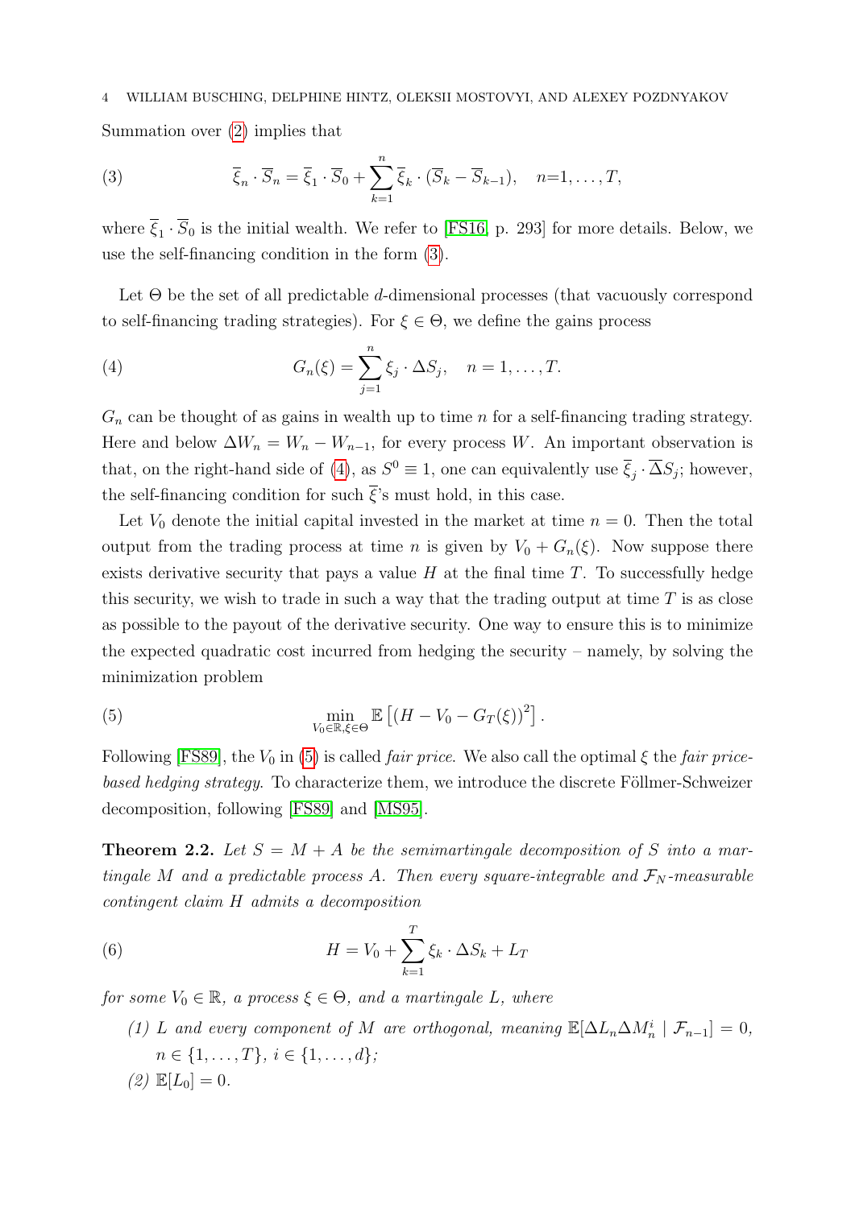Summation over (2) implies that

$$\overline{\xi}_n \cdot \overline{S}_n = \overline{\xi}_1 \cdot \overline{S}_0 + \sum_{k=1}^{n} \overline{\xi}_k \cdot (\overline{S}_k - \overline{S}_{k-1}), \quad n{=}1, \ldots, T, \tag{3}$$

where $\overline{\xi}_1 \cdot \overline{S}_0$ is the initial wealth. We refer to [FS16, p. 293] for more details. Below, we use the self-financing condition in the form (3).

Let $\Theta$ be the set of all predictable $d$-dimensional processes (that vacuously correspond to self-financing trading strategies). For $\xi \in \Theta$, we define the gains process

$$G_n(\xi) = \sum_{j=1}^{n} \xi_j \cdot \Delta S_j, \quad n = 1, \ldots, T. \tag{4}$$

$G_n$ can be thought of as gains in wealth up to time $n$ for a self-financing trading strategy. Here and below $\Delta W_n = W_n - W_{n-1}$, for every process $W$. An important observation is that, on the right-hand side of (4), as $S^0 \equiv 1$, one can equivalently use $\overline{\xi}_j \cdot \overline{\Delta} S_j$; however, the self-financing condition for such $\overline{\xi}$'s must hold, in this case.

Let $V_0$ denote the initial capital invested in the market at time $n = 0$. Then the total output from the trading process at time $n$ is given by $V_0 + G_n(\xi)$. Now suppose there exists derivative security that pays a value $H$ at the final time $T$. To successfully hedge this security, we wish to trade in such a way that the trading output at time $T$ is as close as possible to the payout of the derivative security. One way to ensure this is to minimize the expected quadratic cost incurred from hedging the security – namely, by solving the minimization problem

$$\min_{V_0 \in \mathbb{R}, \xi \in \Theta} \mathbb{E}\left[(H - V_0 - G_T(\xi))^2\right]. \tag{5}$$

Following [FS89], the $V_0$ in (5) is called *fair price*. We also call the optimal $\xi$ the *fair price-based hedging strategy*. To characterize them, we introduce the discrete Föllmer-Schweizer decomposition, following [FS89] and [MS95].

**Theorem 2.2.** *Let $S = M + A$ be the semimartingale decomposition of $S$ into a martingale $M$ and a predictable process $A$. Then every square-integrable and $\mathcal{F}_N$-measurable contingent claim $H$ admits a decomposition*

$$H = V_0 + \sum_{k=1}^{T} \xi_k \cdot \Delta S_k + L_T \tag{6}$$

*for some $V_0 \in \mathbb{R}$, a process $\xi \in \Theta$, and a martingale $L$, where*

*(1) $L$ and every component of $M$ are orthogonal, meaning $\mathbb{E}[\Delta L_n \Delta M_n^i \mid \mathcal{F}_{n-1}] = 0$, $n \in \{1, \ldots, T\}$, $i \in \{1, \ldots, d\}$;*

*(2) $\mathbb{E}[L_0] = 0$.*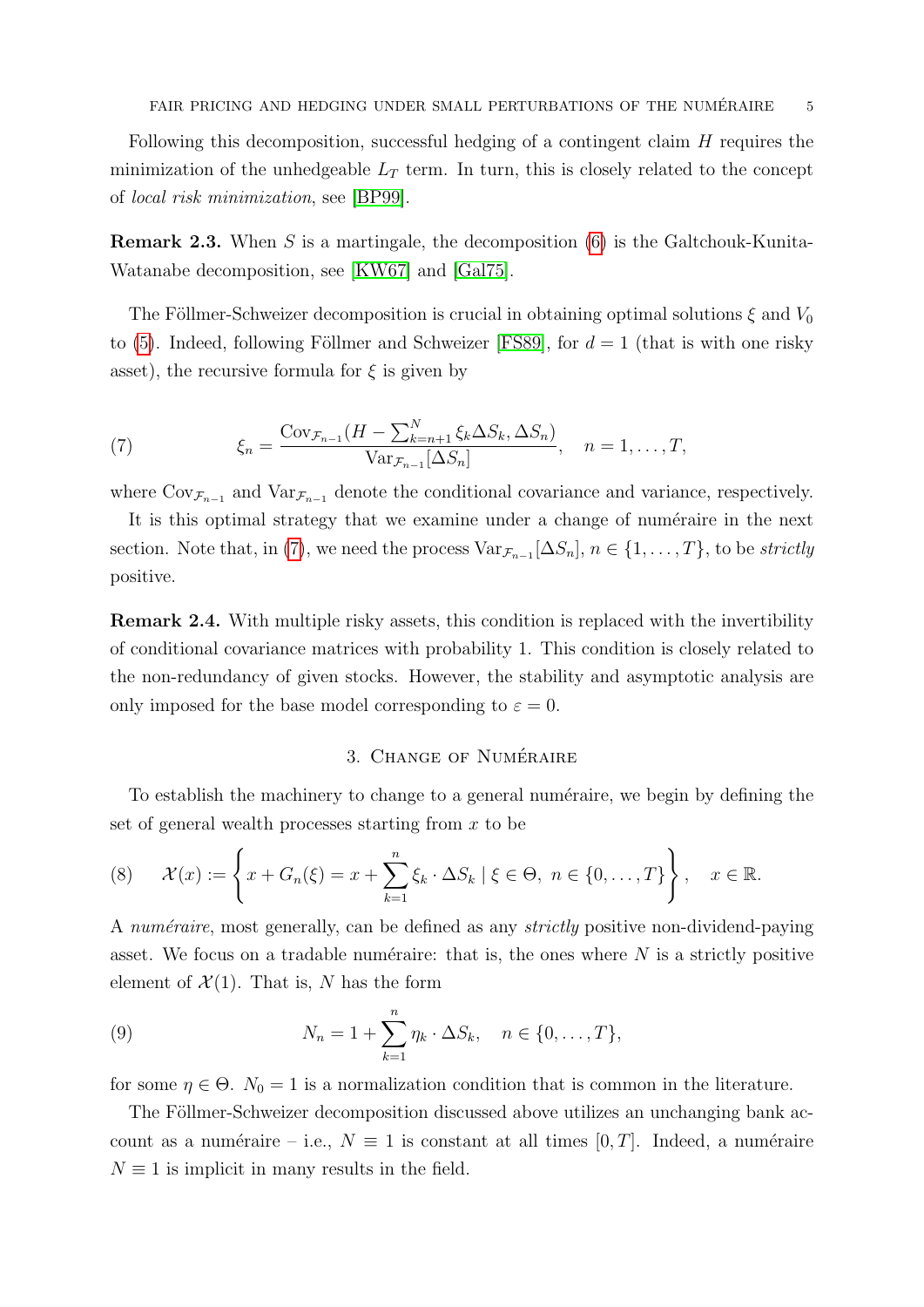Following this decomposition, successful hedging of a contingent claim $H$ requires the minimization of the unhedgeable $L_T$ term. In turn, this is closely related to the concept of *local risk minimization*, see [BP99].

**Remark 2.3.** When $S$ is a martingale, the decomposition (6) is the Galtchouk-Kunita-Watanabe decomposition, see [KW67] and [Gal75].

The Föllmer-Schweizer decomposition is crucial in obtaining optimal solutions $\xi$ and $V_0$ to (5). Indeed, following Föllmer and Schweizer [FS89], for $d = 1$ (that is with one risky asset), the recursive formula for $\xi$ is given by

$$\xi_n = \frac{\mathrm{Cov}_{\mathcal{F}_{n-1}}(H - \sum_{k=n+1}^{N} \xi_k \Delta S_k, \Delta S_n)}{\mathrm{Var}_{\mathcal{F}_{n-1}}[\Delta S_n]}, \quad n = 1, \dots, T, \tag{7}$$

where $\mathrm{Cov}_{\mathcal{F}_{n-1}}$ and $\mathrm{Var}_{\mathcal{F}_{n-1}}$ denote the conditional covariance and variance, respectively.

It is this optimal strategy that we examine under a change of numéraire in the next section. Note that, in (7), we need the process $\mathrm{Var}_{\mathcal{F}_{n-1}}[\Delta S_n]$, $n \in \{1, \dots, T\}$, to be *strictly* positive.

**Remark 2.4.** With multiple risky assets, this condition is replaced with the invertibility of conditional covariance matrices with probability 1. This condition is closely related to the non-redundancy of given stocks. However, the stability and asymptotic analysis are only imposed for the base model corresponding to $\varepsilon = 0$.

## 3. Change of Numéraire

To establish the machinery to change to a general numéraire, we begin by defining the set of general wealth processes starting from $x$ to be

$$\mathcal{X}(x) := \left\{ x + G_n(\xi) = x + \sum_{k=1}^{n} \xi_k \cdot \Delta S_k \mid \xi \in \Theta,\ n \in \{0, \dots, T\} \right\}, \quad x \in \mathbb{R}. \tag{8}$$

A *numéraire*, most generally, can be defined as any *strictly* positive non-dividend-paying asset. We focus on a tradable numéraire: that is, the ones where $N$ is a strictly positive element of $\mathcal{X}(1)$. That is, $N$ has the form

$$N_n = 1 + \sum_{k=1}^{n} \eta_k \cdot \Delta S_k, \quad n \in \{0, \dots, T\}, \tag{9}$$

for some $\eta \in \Theta$. $N_0 = 1$ is a normalization condition that is common in the literature.

The Föllmer-Schweizer decomposition discussed above utilizes an unchanging bank account as a numéraire – i.e., $N \equiv 1$ is constant at all times $[0, T]$. Indeed, a numéraire $N \equiv 1$ is implicit in many results in the field.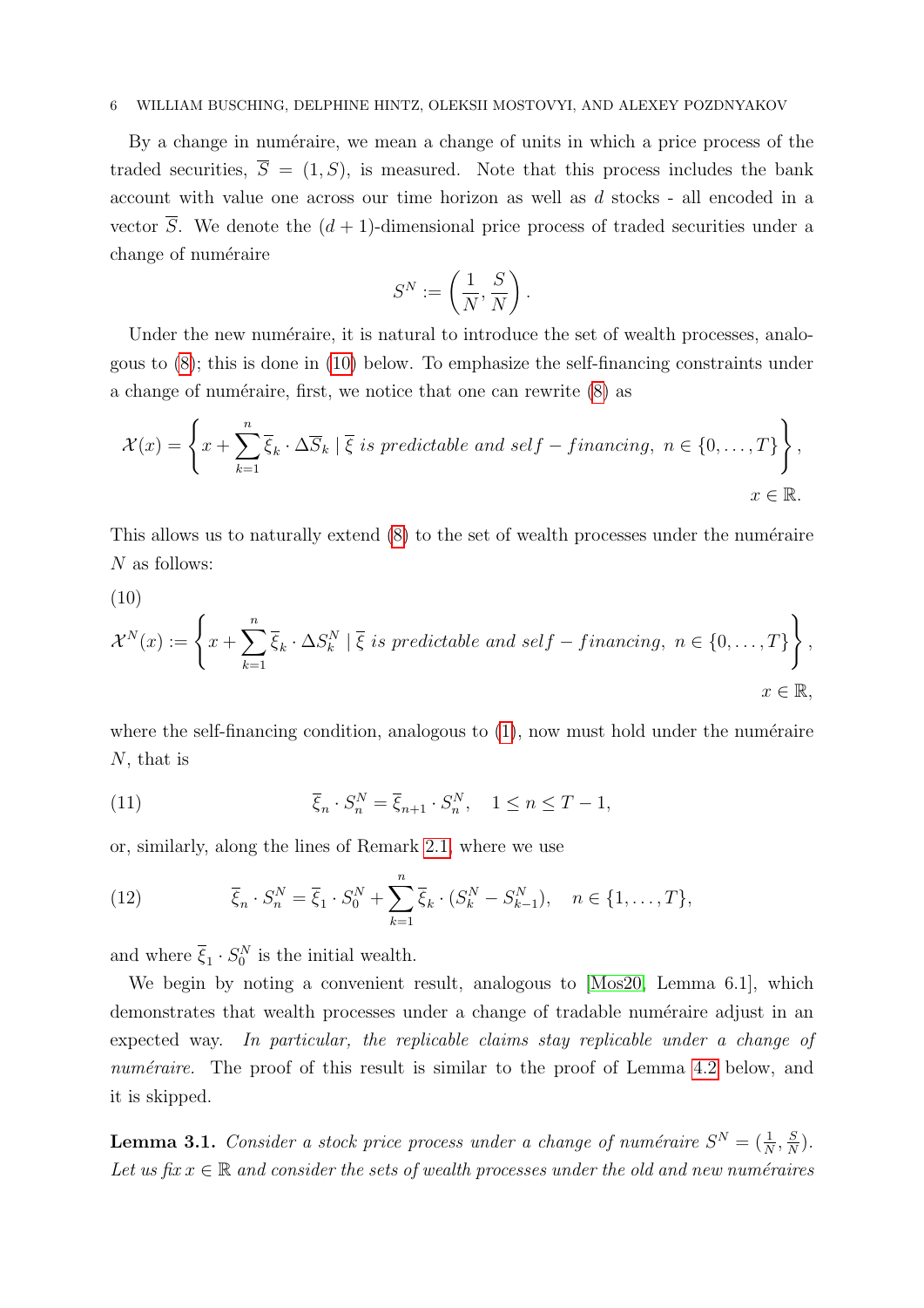By a change in numéraire, we mean a change of units in which a price process of the traded securities, $\overline{S} = (1, S)$, is measured. Note that this process includes the bank account with value one across our time horizon as well as $d$ stocks - all encoded in a vector $\overline{S}$. We denote the $(d+1)$-dimensional price process of traded securities under a change of numéraire

$$S^N := \left(\frac{1}{N}, \frac{S}{N}\right).$$

Under the new numéraire, it is natural to introduce the set of wealth processes, analogous to (8); this is done in (10) below. To emphasize the self-financing constraints under a change of numéraire, first, we notice that one can rewrite (8) as

$$\mathcal{X}(x) = \left\{ x + \sum_{k=1}^{n} \overline{\xi}_k \cdot \Delta \overline{S}_k \mid \overline{\xi} \textit{ is predictable and self}-\textit{financing}, \ n \in \{0, \dots, T\} \right\}, \quad x \in \mathbb{R}.$$

This allows us to naturally extend (8) to the set of wealth processes under the numéraire $N$ as follows:

(10)
$$\mathcal{X}^N(x) := \left\{ x + \sum_{k=1}^{n} \overline{\xi}_k \cdot \Delta S^N_k \mid \overline{\xi} \textit{ is predictable and self}-\textit{financing}, \ n \in \{0, \dots, T\} \right\}, \quad x \in \mathbb{R},$$

where the self-financing condition, analogous to (1), now must hold under the numéraire $N$, that is

$$\overline{\xi}_n \cdot S^N_n = \overline{\xi}_{n+1} \cdot S^N_n, \quad 1 \leq n \leq T-1, \tag{11}$$

or, similarly, along the lines of Remark 2.1, where we use

$$\overline{\xi}_n \cdot S^N_n = \overline{\xi}_1 \cdot S^N_0 + \sum_{k=1}^{n} \overline{\xi}_k \cdot (S^N_k - S^N_{k-1}), \quad n \in \{1, \dots, T\}, \tag{12}$$

and where $\overline{\xi}_1 \cdot S^N_0$ is the initial wealth.

We begin by noting a convenient result, analogous to [Mos20, Lemma 6.1], which demonstrates that wealth processes under a change of tradable numéraire adjust in an expected way. *In particular, the replicable claims stay replicable under a change of numéraire.* The proof of this result is similar to the proof of Lemma 4.2 below, and it is skipped.

**Lemma 3.1.** *Consider a stock price process under a change of numéraire $S^N = (\frac{1}{N}, \frac{S}{N})$. Let us fix $x \in \mathbb{R}$ and consider the sets of wealth processes under the old and new numéraires*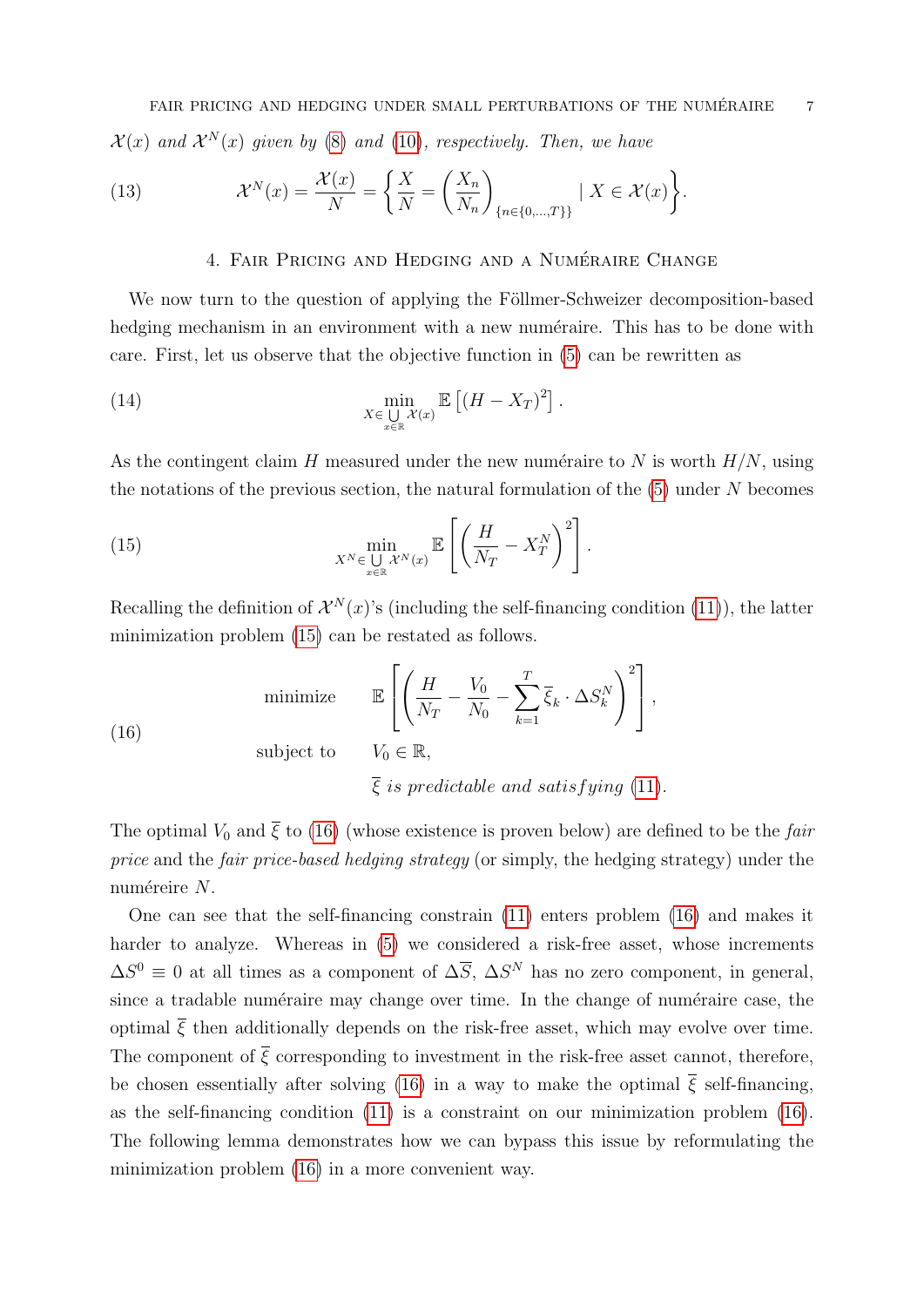$\mathcal{X}(x)$ *and* $\mathcal{X}^N(x)$ *given by* (8) *and* (10)*, respectively. Then, we have*

$$\mathcal{X}^N(x) = \frac{\mathcal{X}(x)}{N} = \left\{ \frac{X}{N} = \left( \frac{X_n}{N_n} \right)_{\{n \in \{0,\dots,T\}\}} \mid X \in \mathcal{X}(x) \right\}. \tag{13}$$

## 4. Fair Pricing and Hedging and a Numéraire Change

We now turn to the question of applying the Föllmer-Schweizer decomposition-based hedging mechanism in an environment with a new numéraire. This has to be done with care. First, let us observe that the objective function in (5) can be rewritten as

$$\min_{X \in \bigcup_{x \in \mathbb{R}} \mathcal{X}(x)} \mathbb{E}\left[ (H - X_T)^2 \right]. \tag{14}$$

As the contingent claim $H$ measured under the new numéraire to $N$ is worth $H/N$, using the notations of the previous section, the natural formulation of the (5) under $N$ becomes

$$\min_{X^N \in \bigcup_{x \in \mathbb{R}} \mathcal{X}^N(x)} \mathbb{E}\left[ \left( \frac{H}{N_T} - X_T^N \right)^2 \right]. \tag{15}$$

Recalling the definition of $\mathcal{X}^N(x)$'s (including the self-financing condition (11)), the latter minimization problem (15) can be restated as follows.

$$\begin{aligned} &\text{minimize} \qquad \mathbb{E}\left[ \left( \frac{H}{N_T} - \frac{V_0}{N_0} - \sum_{k=1}^{T} \overline{\xi}_k \cdot \Delta S_k^N \right)^2 \right], \\ &\text{subject to} \qquad V_0 \in \mathbb{R}, \\ &\qquad\qquad\qquad \overline{\xi} \textit{ is predictable and satisfying } (11). \end{aligned} \tag{16}$$

The optimal $V_0$ and $\overline{\xi}$ to (16) (whose existence is proven below) are defined to be the *fair price* and the *fair price-based hedging strategy* (or simply, the hedging strategy) under the numéreire $N$.

One can see that the self-financing constrain (11) enters problem (16) and makes it harder to analyze. Whereas in (5) we considered a risk-free asset, whose increments $\Delta S^0 \equiv 0$ at all times as a component of $\Delta \overline{S}$, $\Delta S^N$ has no zero component, in general, since a tradable numéraire may change over time. In the change of numéraire case, the optimal $\overline{\xi}$ then additionally depends on the risk-free asset, which may evolve over time. The component of $\overline{\xi}$ corresponding to investment in the risk-free asset cannot, therefore, be chosen essentially after solving (16) in a way to make the optimal $\overline{\xi}$ self-financing, as the self-financing condition (11) is a constraint on our minimization problem (16). The following lemma demonstrates how we can bypass this issue by reformulating the minimization problem (16) in a more convenient way.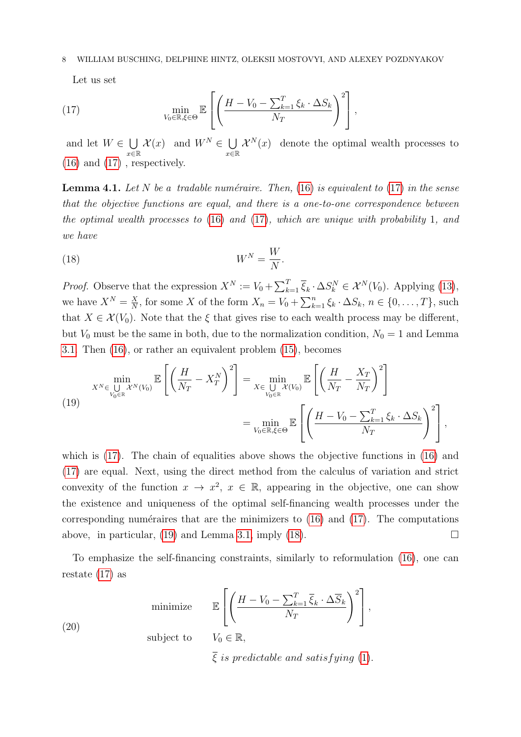Let us set

$$\min_{V_0\in\mathbb{R},\xi\in\Theta} \mathbb{E}\left[\left(\frac{H - V_0 - \sum_{k=1}^T \xi_k \cdot \Delta S_k}{N_T}\right)^2\right], \tag{17}$$

and let $W \in \bigcup_{x\in\mathbb{R}} \mathcal{X}(x)$ and $W^N \in \bigcup_{x\in\mathbb{R}} \mathcal{X}^N(x)$ denote the optimal wealth processes to (16) and (17), respectively.

**Lemma 4.1.** *Let $N$ be a tradable numéraire. Then, (16) is equivalent to (17) in the sense that the objective functions are equal, and there is a one-to-one correspondence between the optimal wealth processes to (16) and (17), which are unique with probability 1, and we have*

$$W^N = \frac{W}{N}. \tag{18}$$

*Proof.* Observe that the expression $X^N := V_0 + \sum_{k=1}^T \overline{\xi}_k \cdot \Delta S_k^N \in \mathcal{X}^N(V_0)$. Applying (13), we have $X^N = \frac{X}{N}$, for some $X$ of the form $X_n = V_0 + \sum_{k=1}^n \xi_k \cdot \Delta S_k$, $n \in \{0, \dots, T\}$, such that $X \in \mathcal{X}(V_0)$. Note that the $\xi$ that gives rise to each wealth process may be different, but $V_0$ must be the same in both, due to the normalization condition, $N_0 = 1$ and Lemma 3.1. Then (16), or rather an equivalent problem (15), becomes

$$\begin{aligned}
\min_{X^N\in \bigcup\limits_{V_0\in\mathbb{R}} \mathcal{X}^N(V_0)} \mathbb{E}\left[\left(\frac{H}{N_T} - X_T^N\right)^2\right] &= \min_{X\in \bigcup\limits_{V_0\in\mathbb{R}} \mathcal{X}(V_0)} \mathbb{E}\left[\left(\frac{H}{N_T} - \frac{X_T}{N_T}\right)^2\right] \\
&= \min_{V_0\in\mathbb{R},\xi\in\Theta} \mathbb{E}\left[\left(\frac{H - V_0 - \sum_{k=1}^T \xi_k \cdot \Delta S_k}{N_T}\right)^2\right],
\end{aligned} \tag{19}$$

which is (17). The chain of equalities above shows the objective functions in (16) and (17) are equal. Next, using the direct method from the calculus of variation and strict convexity of the function $x \to x^2$, $x \in \mathbb{R}$, appearing in the objective, one can show the existence and uniqueness of the optimal self-financing wealth processes under the corresponding numéraires that are the minimizers to (16) and (17). The computations above, in particular, (19) and Lemma 3.1, imply (18). □

To emphasize the self-financing constraints, similarly to reformulation (16), one can restate (17) as

$$\begin{aligned}
&\text{minimize} && \mathbb{E}\left[\left(\frac{H - V_0 - \sum_{k=1}^T \overline{\xi}_k \cdot \Delta \overline{S}_k}{N_T}\right)^2\right], \\
&\text{subject to} && V_0 \in \mathbb{R}, \\
& && \overline{\xi} \textit{ is predictable and satisfying } (1).
\end{aligned} \tag{20}$$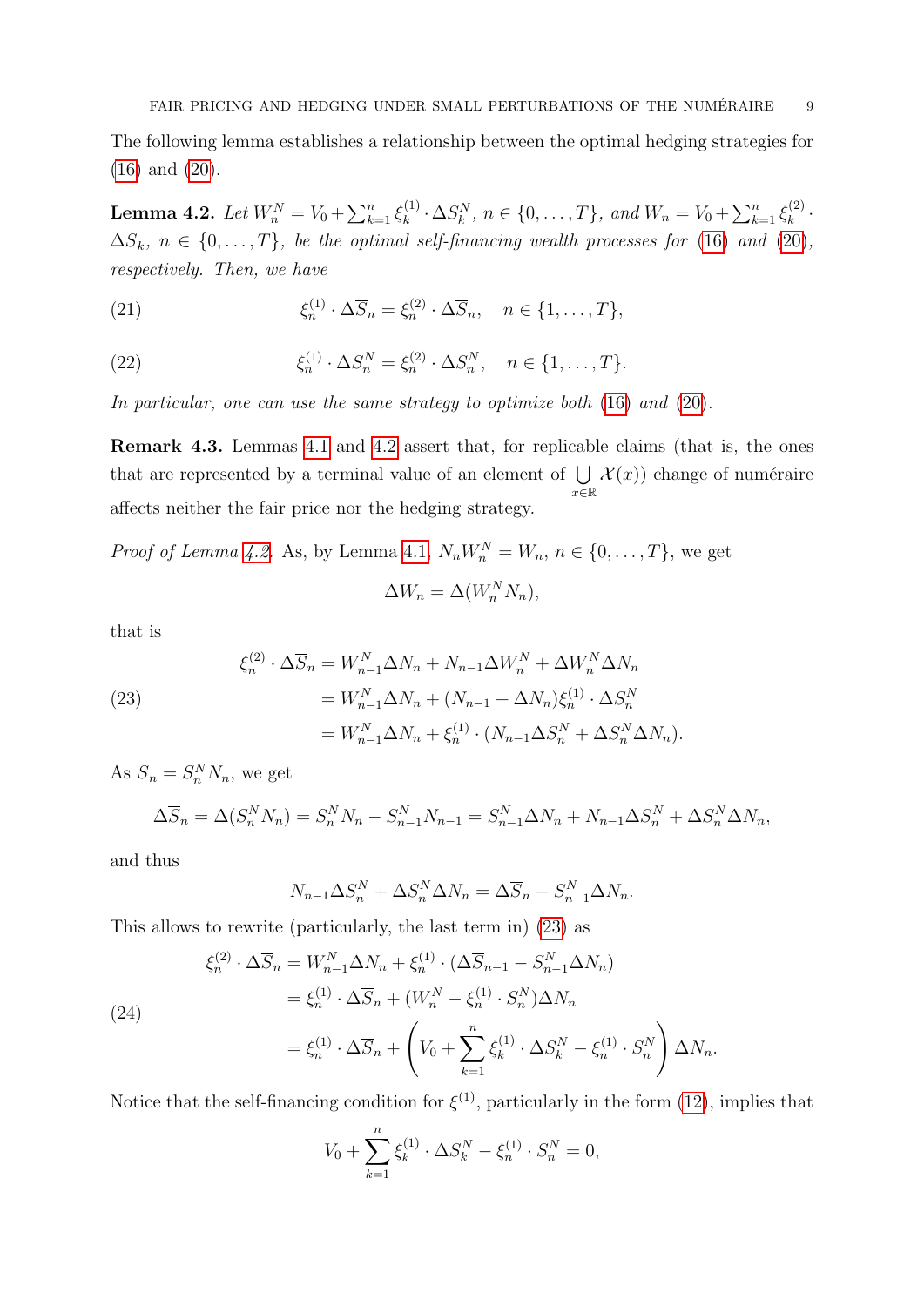The following lemma establishes a relationship between the optimal hedging strategies for (16) and (20).

**Lemma 4.2.** *Let $W_n^N = V_0 + \sum_{k=1}^n \xi_k^{(1)} \cdot \Delta S_k^N$, $n \in \{0, \dots, T\}$, and $W_n = V_0 + \sum_{k=1}^n \xi_k^{(2)} \cdot \Delta \overline{S}_k$, $n \in \{0, \dots, T\}$, be the optimal self-financing wealth processes for (16) and (20), respectively. Then, we have*

$$\xi_n^{(1)} \cdot \Delta \overline{S}_n = \xi_n^{(2)} \cdot \Delta \overline{S}_n, \quad n \in \{1, \dots, T\}, \tag{21}$$

$$\xi_n^{(1)} \cdot \Delta S_n^N = \xi_n^{(2)} \cdot \Delta S_n^N, \quad n \in \{1, \dots, T\}. \tag{22}$$

*In particular, one can use the same strategy to optimize both (16) and (20).*

**Remark 4.3.** Lemmas 4.1 and 4.2 assert that, for replicable claims (that is, the ones that are represented by a terminal value of an element of $\bigcup\limits_{x \in \mathbb{R}} \mathcal{X}(x)$) change of numéraire affects neither the fair price nor the hedging strategy.

*Proof of Lemma 4.2.* As, by Lemma 4.1, $N_n W_n^N = W_n$, $n \in \{0, \dots, T\}$, we get

$$\Delta W_n = \Delta(W_n^N N_n),$$

that is

$$\begin{aligned}
\xi_n^{(2)} \cdot \Delta \overline{S}_n &= W_{n-1}^N \Delta N_n + N_{n-1} \Delta W_n^N + \Delta W_n^N \Delta N_n \\
&= W_{n-1}^N \Delta N_n + (N_{n-1} + \Delta N_n) \xi_n^{(1)} \cdot \Delta S_n^N \\
&= W_{n-1}^N \Delta N_n + \xi_n^{(1)} \cdot (N_{n-1} \Delta S_n^N + \Delta S_n^N \Delta N_n).
\end{aligned} \tag{23}$$

As $\overline{S}_n = S_n^N N_n$, we get

$$\Delta \overline{S}_n = \Delta(S_n^N N_n) = S_n^N N_n - S_{n-1}^N N_{n-1} = S_{n-1}^N \Delta N_n + N_{n-1} \Delta S_n^N + \Delta S_n^N \Delta N_n,$$

and thus

$$N_{n-1} \Delta S_n^N + \Delta S_n^N \Delta N_n = \Delta \overline{S}_n - S_{n-1}^N \Delta N_n.$$

This allows to rewrite (particularly, the last term in) (23) as

$$\begin{aligned}
\xi_n^{(2)} \cdot \Delta \overline{S}_n &= W_{n-1}^N \Delta N_n + \xi_n^{(1)} \cdot (\Delta \overline{S}_{n-1} - S_{n-1}^N \Delta N_n) \\
&= \xi_n^{(1)} \cdot \Delta \overline{S}_n + (W_n^N - \xi_n^{(1)} \cdot S_n^N) \Delta N_n \\
&= \xi_n^{(1)} \cdot \Delta \overline{S}_n + \left( V_0 + \sum_{k=1}^n \xi_k^{(1)} \cdot \Delta S_k^N - \xi_n^{(1)} \cdot S_n^N \right) \Delta N_n.
\end{aligned} \tag{24}$$

Notice that the self-financing condition for $\xi^{(1)}$, particularly in the form (12), implies that

$$V_0 + \sum_{k=1}^n \xi_k^{(1)} \cdot \Delta S_k^N - \xi_n^{(1)} \cdot S_n^N = 0,$$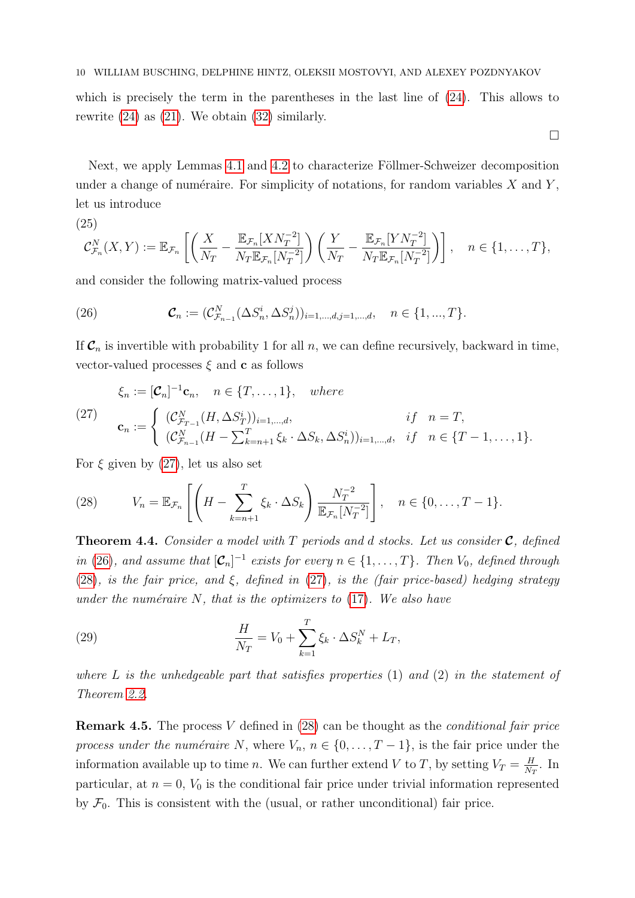which is precisely the term in the parentheses in the last line of (24). This allows to rewrite (24) as (21). We obtain (32) similarly.

□

Next, we apply Lemmas 4.1 and 4.2 to characterize Föllmer-Schweizer decomposition under a change of numéraire. For simplicity of notations, for random variables $X$ and $Y$, let us introduce

(25)
$$\mathcal{C}^N_{\mathcal{F}_n}(X,Y) := \mathbb{E}_{\mathcal{F}_n}\left[\left(\frac{X}{N_T} - \frac{\mathbb{E}_{\mathcal{F}_n}[XN_T^{-2}]}{N_T\mathbb{E}_{\mathcal{F}_n}[N_T^{-2}]}\right)\left(\frac{Y}{N_T} - \frac{\mathbb{E}_{\mathcal{F}_n}[YN_T^{-2}]}{N_T\mathbb{E}_{\mathcal{F}_n}[N_T^{-2}]}\right)\right], \quad n \in \{1,\dots,T\},$$

and consider the following matrix-valued process

$$\boldsymbol{\mathcal{C}}_n := (\mathcal{C}^N_{\mathcal{F}_{n-1}}(\Delta S^i_n, \Delta S^j_n))_{i=1,\dots,d,j=1,\dots,d}, \quad n \in \{1,...,T\}. \tag{26}$$

If $\boldsymbol{\mathcal{C}}_n$ is invertible with probability 1 for all $n$, we can define recursively, backward in time, vector-valued processes $\xi$ and $\mathbf{c}$ as follows

$$\begin{aligned} &\xi_n := [\boldsymbol{\mathcal{C}}_n]^{-1}\mathbf{c}_n, \quad n \in \{T,\dots,1\}, \quad \textit{where} \\ &\mathbf{c}_n := \begin{cases} (\mathcal{C}^N_{\mathcal{F}_{T-1}}(H, \Delta S^i_T))_{i=1,\dots,d}, & \textit{if} \quad n = T, \\ (\mathcal{C}^N_{\mathcal{F}_{n-1}}(H - \sum_{k=n+1}^T \xi_k \cdot \Delta S_k, \Delta S^i_n))_{i=1,\dots,d}, & \textit{if} \quad n \in \{T-1,\dots,1\}. \end{cases} \end{aligned} \tag{27}$$

For $\xi$ given by (27), let us also set

$$V_n = \mathbb{E}_{\mathcal{F}_n}\left[\left(H - \sum_{k=n+1}^T \xi_k \cdot \Delta S_k\right)\frac{N_T^{-2}}{\mathbb{E}_{\mathcal{F}_n}[N_T^{-2}]}\right], \quad n \in \{0,\dots,T-1\}. \tag{28}$$

**Theorem 4.4.** *Consider a model with $T$ periods and $d$ stocks. Let us consider $\boldsymbol{\mathcal{C}}$, defined in (26), and assume that $[\boldsymbol{\mathcal{C}}_n]^{-1}$ exists for every $n \in \{1,\dots,T\}$. Then $V_0$, defined through (28), is the fair price, and $\xi$, defined in (27), is the (fair price-based) hedging strategy under the numéraire $N$, that is the optimizers to (17). We also have*

$$\frac{H}{N_T} = V_0 + \sum_{k=1}^T \xi_k \cdot \Delta S^N_k + L_T, \tag{29}$$

*where $L$ is the unhedgeable part that satisfies properties (1) and (2) in the statement of Theorem 2.2.*

**Remark 4.5.** The process $V$ defined in (28) can be thought as the *conditional fair price process under the numéraire $N$*, where $V_n$, $n \in \{0,\dots,T-1\}$, is the fair price under the information available up to time $n$. We can further extend $V$ to $T$, by setting $V_T = \frac{H}{N_T}$. In particular, at $n = 0$, $V_0$ is the conditional fair price under trivial information represented by $\mathcal{F}_0$. This is consistent with the (usual, or rather unconditional) fair price.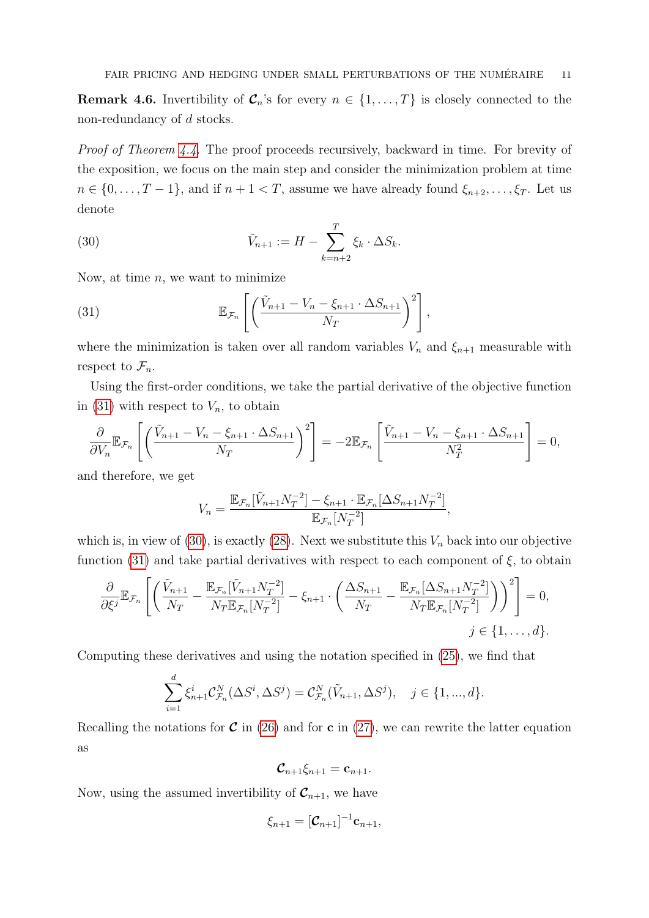**Remark 4.6.** Invertibility of $\boldsymbol{\mathcal{C}}_n$'s for every $n \in \{1, \dots, T\}$ is closely connected to the non-redundancy of $d$ stocks.

*Proof of Theorem 4.4.* The proof proceeds recursively, backward in time. For brevity of the exposition, we focus on the main step and consider the minimization problem at time $n \in \{0, \dots, T-1\}$, and if $n+1 < T$, assume we have already found $\xi_{n+2}, \dots, \xi_T$. Let us denote

$$\tilde{V}_{n+1} := H - \sum_{k=n+2}^{T} \xi_k \cdot \Delta S_k. \tag{30}$$

Now, at time $n$, we want to minimize

$$\mathbb{E}_{\mathcal{F}_n}\left[\left(\frac{\tilde{V}_{n+1} - V_n - \xi_{n+1} \cdot \Delta S_{n+1}}{N_T}\right)^2\right], \tag{31}$$

where the minimization is taken over all random variables $V_n$ and $\xi_{n+1}$ measurable with respect to $\mathcal{F}_n$.

Using the first-order conditions, we take the partial derivative of the objective function in (31) with respect to $V_n$, to obtain

$$\frac{\partial}{\partial V_n}\mathbb{E}_{\mathcal{F}_n}\left[\left(\frac{\tilde{V}_{n+1} - V_n - \xi_{n+1} \cdot \Delta S_{n+1}}{N_T}\right)^2\right] = -2\mathbb{E}_{\mathcal{F}_n}\left[\frac{\tilde{V}_{n+1} - V_n - \xi_{n+1} \cdot \Delta S_{n+1}}{N_T^2}\right] = 0,$$

and therefore, we get

$$V_n = \frac{\mathbb{E}_{\mathcal{F}_n}[\tilde{V}_{n+1} N_T^{-2}] - \xi_{n+1} \cdot \mathbb{E}_{\mathcal{F}_n}[\Delta S_{n+1} N_T^{-2}]}{\mathbb{E}_{\mathcal{F}_n}[N_T^{-2}]},$$

which is, in view of (30), is exactly (28). Next we substitute this $V_n$ back into our objective function (31) and take partial derivatives with respect to each component of $\xi$, to obtain

$$\frac{\partial}{\partial \xi^j}\mathbb{E}_{\mathcal{F}_n}\left[\left(\frac{\tilde{V}_{n+1}}{N_T} - \frac{\mathbb{E}_{\mathcal{F}_n}[\tilde{V}_{n+1} N_T^{-2}]}{N_T \mathbb{E}_{\mathcal{F}_n}[N_T^{-2}]} - \xi_{n+1} \cdot \left(\frac{\Delta S_{n+1}}{N_T} - \frac{\mathbb{E}_{\mathcal{F}_n}[\Delta S_{n+1} N_T^{-2}]}{N_T \mathbb{E}_{\mathcal{F}_n}[N_T^{-2}]}\right)\right)^2\right] = 0,$$
$$j \in \{1, \dots, d\}.$$

Computing these derivatives and using the notation specified in (25), we find that

$$\sum_{i=1}^{d} \xi_{n+1}^i \mathcal{C}_{\mathcal{F}_n}^N(\Delta S^i, \Delta S^j) = \mathcal{C}_{\mathcal{F}_n}^N(\tilde{V}_{n+1}, \Delta S^j), \quad j \in \{1, ..., d\}.$$

Recalling the notations for $\boldsymbol{\mathcal{C}}$ in (26) and for $\mathbf{c}$ in (27), we can rewrite the latter equation as

$$\boldsymbol{\mathcal{C}}_{n+1}\xi_{n+1} = \mathbf{c}_{n+1}.$$

Now, using the assumed invertibility of $\boldsymbol{\mathcal{C}}_{n+1}$, we have

$$\xi_{n+1} = [\boldsymbol{\mathcal{C}}_{n+1}]^{-1}\mathbf{c}_{n+1},$$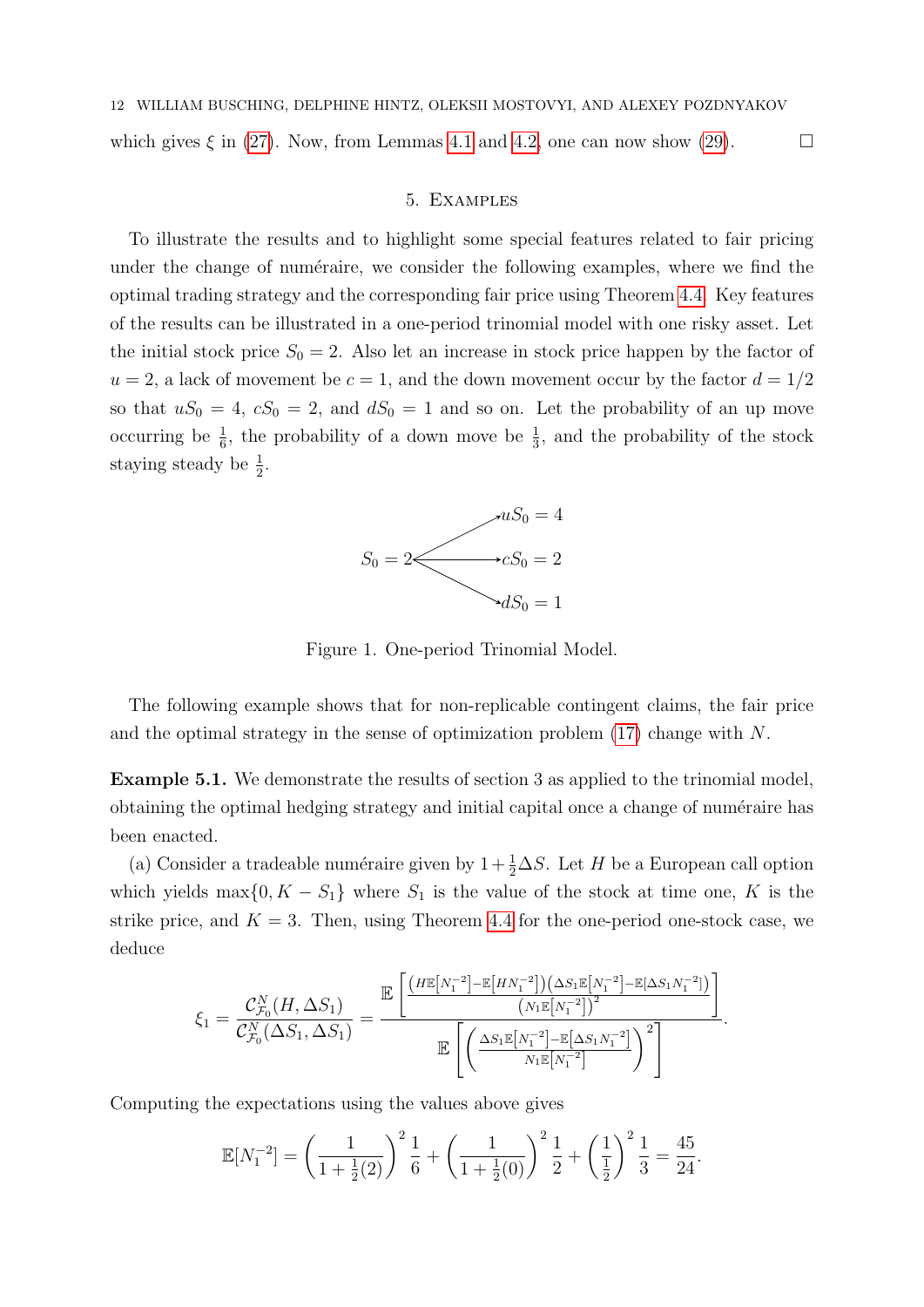which gives $\xi$ in (27). Now, from Lemmas 4.1 and 4.2, one can now show (29). $\square$

## 5. Examples

To illustrate the results and to highlight some special features related to fair pricing under the change of numéraire, we consider the following examples, where we find the optimal trading strategy and the corresponding fair price using Theorem 4.4. Key features of the results can be illustrated in a one-period trinomial model with one risky asset. Let the initial stock price $S_0 = 2$. Also let an increase in stock price happen by the factor of $u = 2$, a lack of movement be $c = 1$, and the down movement occur by the factor $d = 1/2$ so that $uS_0 = 4$, $cS_0 = 2$, and $dS_0 = 1$ and so on. Let the probability of an up move occurring be $\frac{1}{6}$, the probability of a down move be $\frac{1}{3}$, and the probability of the stock staying steady be $\frac{1}{2}$.

$$
S_0 = 2 \;\longrightarrow\; \begin{cases} uS_0 = 4 \\ cS_0 = 2 \\ dS_0 = 1 \end{cases}
$$

Figure 1. One-period Trinomial Model.

The following example shows that for non-replicable contingent claims, the fair price and the optimal strategy in the sense of optimization problem (17) change with $N$.

**Example 5.1.** We demonstrate the results of section 3 as applied to the trinomial model, obtaining the optimal hedging strategy and initial capital once a change of numéraire has been enacted.

(a) Consider a tradeable numéraire given by $1 + \frac{1}{2}\Delta S$. Let $H$ be a European call option which yields $\max\{0, K - S_1\}$ where $S_1$ is the value of the stock at time one, $K$ is the strike price, and $K = 3$. Then, using Theorem 4.4 for the one-period one-stock case, we deduce

$$
\xi_1 = \frac{\mathcal{C}^N_{\mathcal{F}_0}(H, \Delta S_1)}{\mathcal{C}^N_{\mathcal{F}_0}(\Delta S_1, \Delta S_1)} = \frac{\mathbb{E}\left[\frac{\left(H\mathbb{E}\left[N_1^{-2}\right] - \mathbb{E}\left[HN_1^{-2}\right]\right)\left(\Delta S_1 \mathbb{E}\left[N_1^{-2}\right] - \mathbb{E}\left[\Delta S_1 N_1^{-2}\right]\right)}{\left(N_1 \mathbb{E}\left[N_1^{-2}\right]\right)^2}\right]}{\mathbb{E}\left[\left(\frac{\Delta S_1 \mathbb{E}\left[N_1^{-2}\right] - \mathbb{E}\left[\Delta S_1 N_1^{-2}\right]}{N_1 \mathbb{E}\left[N_1^{-2}\right]}\right)^2\right]}.
$$

Computing the expectations using the values above gives

$$
\mathbb{E}[N_1^{-2}] = \left(\frac{1}{1 + \frac{1}{2}(2)}\right)^2 \frac{1}{6} + \left(\frac{1}{1 + \frac{1}{2}(0)}\right)^2 \frac{1}{2} + \left(\frac{1}{\frac{1}{2}}\right)^2 \frac{1}{3} = \frac{45}{24}.
$$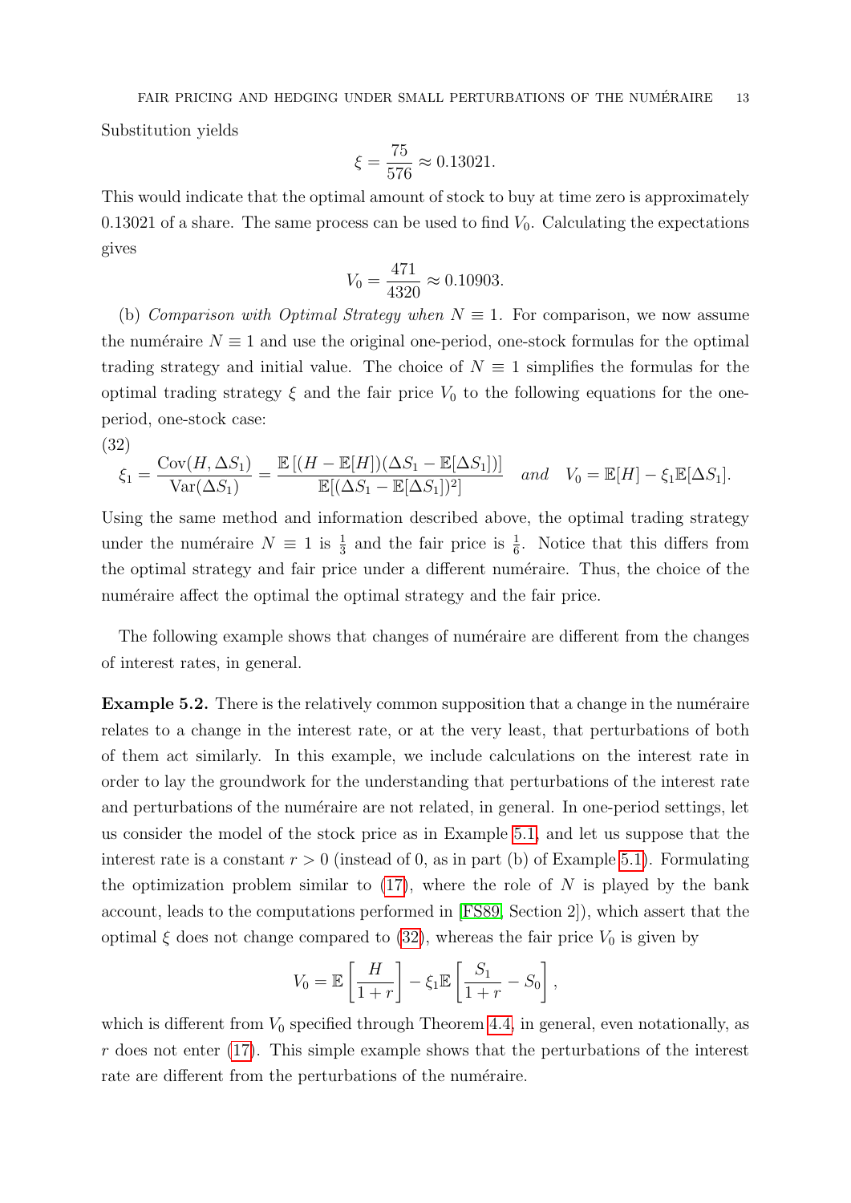Substitution yields

$$\xi = \frac{75}{576} \approx 0.13021.$$

This would indicate that the optimal amount of stock to buy at time zero is approximately 0.13021 of a share. The same process can be used to find $V_0$. Calculating the expectations gives

$$V_0 = \frac{471}{4320} \approx 0.10903.$$

(b) *Comparison with Optimal Strategy when $N \equiv 1$.* For comparison, we now assume the numéraire $N \equiv 1$ and use the original one-period, one-stock formulas for the optimal trading strategy and initial value. The choice of $N \equiv 1$ simplifies the formulas for the optimal trading strategy $\xi$ and the fair price $V_0$ to the following equations for the one-period, one-stock case:

(32)

$$\xi_1 = \frac{\mathrm{Cov}(H, \Delta S_1)}{\mathrm{Var}(\Delta S_1)} = \frac{\mathbb{E}\left[(H - \mathbb{E}[H])(\Delta S_1 - \mathbb{E}[\Delta S_1])\right]}{\mathbb{E}[(\Delta S_1 - \mathbb{E}[\Delta S_1])^2]} \quad \textit{and} \quad V_0 = \mathbb{E}[H] - \xi_1 \mathbb{E}[\Delta S_1].$$

Using the same method and information described above, the optimal trading strategy under the numéraire $N \equiv 1$ is $\frac{1}{3}$ and the fair price is $\frac{1}{6}$. Notice that this differs from the optimal strategy and fair price under a different numéraire. Thus, the choice of the numéraire affect the optimal the optimal strategy and the fair price.

The following example shows that changes of numéraire are different from the changes of interest rates, in general.

**Example 5.2.** There is the relatively common supposition that a change in the numéraire relates to a change in the interest rate, or at the very least, that perturbations of both of them act similarly. In this example, we include calculations on the interest rate in order to lay the groundwork for the understanding that perturbations of the interest rate and perturbations of the numéraire are not related, in general. In one-period settings, let us consider the model of the stock price as in Example 5.1, and let us suppose that the interest rate is a constant $r > 0$ (instead of 0, as in part (b) of Example 5.1). Formulating the optimization problem similar to (17), where the role of $N$ is played by the bank account, leads to the computations performed in [FS89, Section 2]), which assert that the optimal $\xi$ does not change compared to (32), whereas the fair price $V_0$ is given by

$$V_0 = \mathbb{E}\left[\frac{H}{1+r}\right] - \xi_1 \mathbb{E}\left[\frac{S_1}{1+r} - S_0\right],$$

which is different from $V_0$ specified through Theorem 4.4, in general, even notationally, as $r$ does not enter (17). This simple example shows that the perturbations of the interest rate are different from the perturbations of the numéraire.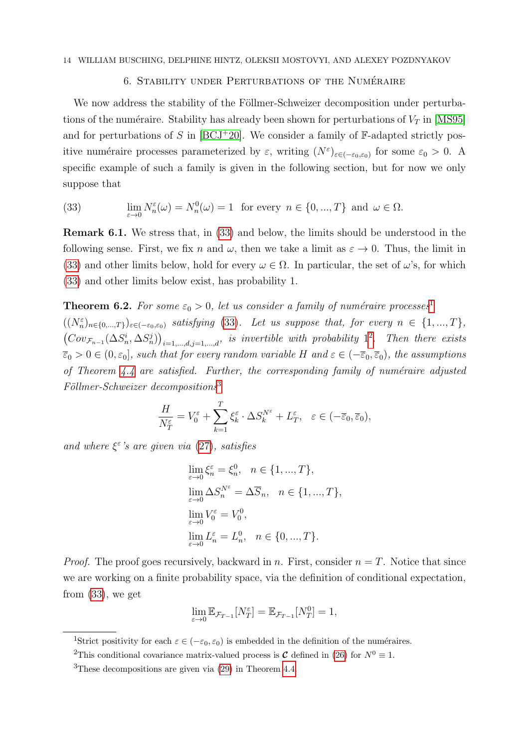## 6. Stability under Perturbations of the Numéraire

We now address the stability of the Föllmer-Schweizer decomposition under perturbations of the numéraire. Stability has already been shown for perturbations of $V_T$ in [MS95] and for perturbations of $S$ in [BCJ+20]. We consider a family of $\mathbb{F}$-adapted strictly positive numéraire processes parameterized by $\varepsilon$, writing $(N^\varepsilon)_{\varepsilon\in(-\varepsilon_0,\varepsilon_0)}$ for some $\varepsilon_0 > 0$. A specific example of such a family is given in the following section, but for now we only suppose that

$$\lim_{\varepsilon\to 0} N^\varepsilon_n(\omega) = N^0_n(\omega) = 1 \quad \text{for every } n \in \{0, ..., T\} \text{ and } \omega \in \Omega. \tag{33}$$

**Remark 6.1.** We stress that, in (33) and below, the limits should be understood in the following sense. First, we fix $n$ and $\omega$, then we take a limit as $\varepsilon \to 0$. Thus, the limit in (33) and other limits below, hold for every $\omega \in \Omega$. In particular, the set of $\omega$'s, for which (33) and other limits below exist, has probability 1.

**Theorem 6.2.** *For some $\varepsilon_0 > 0$, let us consider a family of numéraire processes*[1] *$((N^\varepsilon_n)_{n\in\{0,...,T\}})_{\varepsilon\in(-\varepsilon_0,\varepsilon_0)}$ satisfying (33). Let us suppose that, for every $n \in \{1, ..., T\}$, $\left(Cov_{\mathcal{F}_{n-1}}(\Delta S^i_n, \Delta S^j_n)\right)_{i=1,...,d,j=1,...,d}$, is invertible with probability 1*[2]*. Then there exists $\overline{\varepsilon}_0 > 0 \in (0, \varepsilon_0]$, such that for every random variable $H$ and $\varepsilon \in (-\overline{\varepsilon}_0, \overline{\varepsilon}_0)$, the assumptions of Theorem 4.4 are satisfied. Further, the corresponding family of numéraire adjusted Föllmer-Schweizer decompositions*[3]

$$\frac{H}{N^\varepsilon_T} = V^\varepsilon_0 + \sum_{k=1}^{T} \xi^\varepsilon_k \cdot \Delta S^{N^\varepsilon}_k + L^\varepsilon_T, \quad \varepsilon \in (-\overline{\varepsilon}_0, \overline{\varepsilon}_0),$$

*and where $\xi^\varepsilon$'s are given via (27), satisfies*

$$\lim_{\varepsilon\to 0} \xi^\varepsilon_n = \xi^0_n, \quad n \in \{1, ..., T\},$$
$$\lim_{\varepsilon\to 0} \Delta S^{N^\varepsilon}_n = \Delta \overline{S}_n, \quad n \in \{1, ..., T\},$$
$$\lim_{\varepsilon\to 0} V^\varepsilon_0 = V^0_0,$$
$$\lim_{\varepsilon\to 0} L^\varepsilon_n = L^0_n, \quad n \in \{0, ..., T\}.$$

*Proof.* The proof goes recursively, backward in $n$. First, consider $n = T$. Notice that since we are working on a finite probability space, via the definition of conditional expectation, from (33), we get

$$\lim_{\varepsilon\to 0} \mathbb{E}_{\mathcal{F}_{T-1}}[N^\varepsilon_T] = \mathbb{E}_{\mathcal{F}_{T-1}}[N^0_T] = 1,$$

---

[1] Strict positivity for each $\varepsilon \in (-\varepsilon_0, \varepsilon_0)$ is embedded in the definition of the numéraires.

[2] This conditional covariance matrix-valued process is $\boldsymbol{\mathcal{C}}$ defined in (26) for $N^0 \equiv 1$.

[3] These decompositions are given via (29) in Theorem 4.4.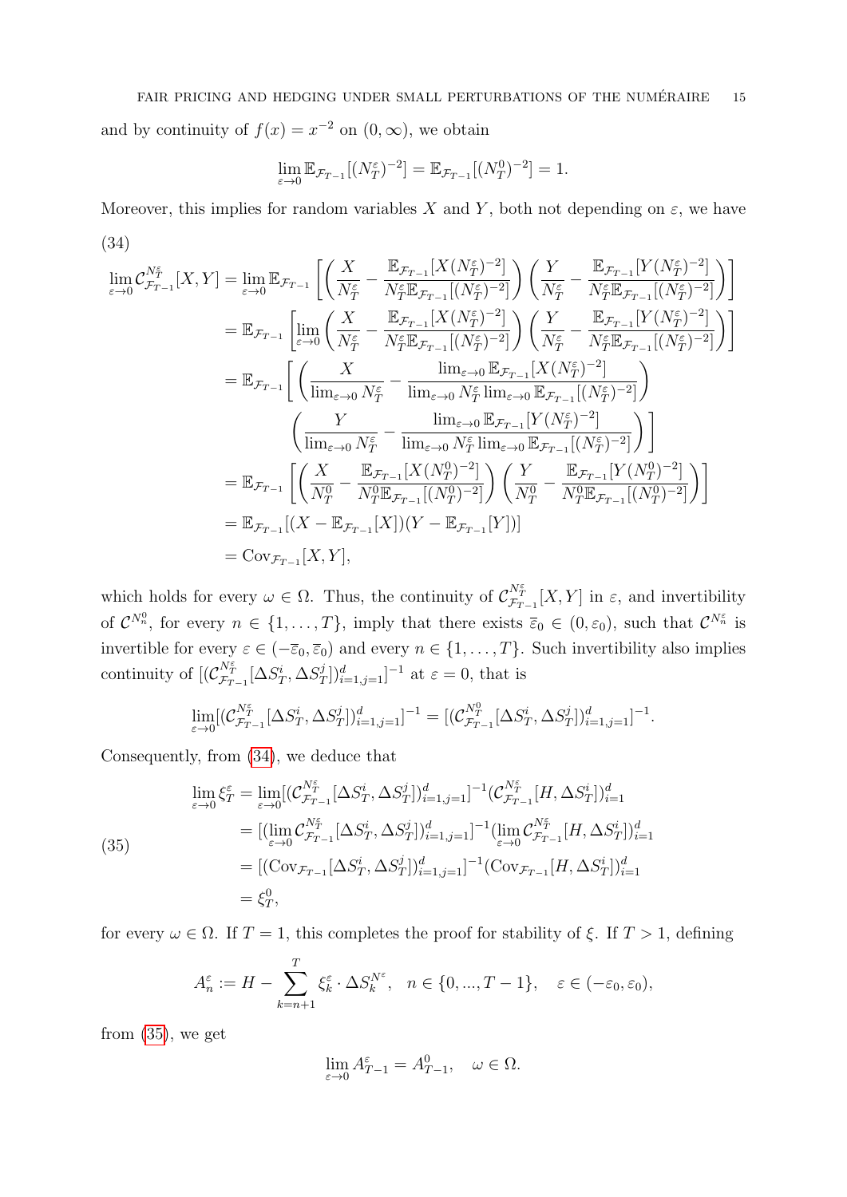and by continuity of $f(x) = x^{-2}$ on $(0, \infty)$, we obtain

$$\lim_{\varepsilon \to 0} \mathbb{E}_{\mathcal{F}_{T-1}}[(N_T^\varepsilon)^{-2}] = \mathbb{E}_{\mathcal{F}_{T-1}}[(N_T^0)^{-2}] = 1.$$

Moreover, this implies for random variables $X$ and $Y$, both not depending on $\varepsilon$, we have

(34)

$$\begin{aligned}
\lim_{\varepsilon \to 0} \mathcal{C}^{N_T^\varepsilon}_{\mathcal{F}_{T-1}}[X, Y] &= \lim_{\varepsilon \to 0} \mathbb{E}_{\mathcal{F}_{T-1}} \left[ \left( \frac{X}{N_T^\varepsilon} - \frac{\mathbb{E}_{\mathcal{F}_{T-1}}[X(N_T^\varepsilon)^{-2}]}{N_T^\varepsilon \mathbb{E}_{\mathcal{F}_{T-1}}[(N_T^\varepsilon)^{-2}]} \right) \left( \frac{Y}{N_T^\varepsilon} - \frac{\mathbb{E}_{\mathcal{F}_{T-1}}[Y(N_T^\varepsilon)^{-2}]}{N_T^\varepsilon \mathbb{E}_{\mathcal{F}_{T-1}}[(N_T^\varepsilon)^{-2}]} \right) \right] \\
&= \mathbb{E}_{\mathcal{F}_{T-1}} \left[ \lim_{\varepsilon \to 0} \left( \frac{X}{N_T^\varepsilon} - \frac{\mathbb{E}_{\mathcal{F}_{T-1}}[X(N_T^\varepsilon)^{-2}]}{N_T^\varepsilon \mathbb{E}_{\mathcal{F}_{T-1}}[(N_T^\varepsilon)^{-2}]} \right) \left( \frac{Y}{N_T^\varepsilon} - \frac{\mathbb{E}_{\mathcal{F}_{T-1}}[Y(N_T^\varepsilon)^{-2}]}{N_T^\varepsilon \mathbb{E}_{\mathcal{F}_{T-1}}[(N_T^\varepsilon)^{-2}]} \right) \right] \\
&= \mathbb{E}_{\mathcal{F}_{T-1}} \Bigg[ \left( \frac{X}{\lim_{\varepsilon \to 0} N_T^\varepsilon} - \frac{\lim_{\varepsilon \to 0} \mathbb{E}_{\mathcal{F}_{T-1}}[X(N_T^\varepsilon)^{-2}]}{\lim_{\varepsilon \to 0} N_T^\varepsilon \lim_{\varepsilon \to 0} \mathbb{E}_{\mathcal{F}_{T-1}}[(N_T^\varepsilon)^{-2}]} \right) \\
&\qquad \left( \frac{Y}{\lim_{\varepsilon \to 0} N_T^\varepsilon} - \frac{\lim_{\varepsilon \to 0} \mathbb{E}_{\mathcal{F}_{T-1}}[Y(N_T^\varepsilon)^{-2}]}{\lim_{\varepsilon \to 0} N_T^\varepsilon \lim_{\varepsilon \to 0} \mathbb{E}_{\mathcal{F}_{T-1}}[(N_T^\varepsilon)^{-2}]} \right) \Bigg] \\
&= \mathbb{E}_{\mathcal{F}_{T-1}} \left[ \left( \frac{X}{N_T^0} - \frac{\mathbb{E}_{\mathcal{F}_{T-1}}[X(N_T^0)^{-2}]}{N_T^0 \mathbb{E}_{\mathcal{F}_{T-1}}[(N_T^0)^{-2}]} \right) \left( \frac{Y}{N_T^0} - \frac{\mathbb{E}_{\mathcal{F}_{T-1}}[Y(N_T^0)^{-2}]}{N_T^0 \mathbb{E}_{\mathcal{F}_{T-1}}[(N_T^0)^{-2}]} \right) \right] \\
&= \mathbb{E}_{\mathcal{F}_{T-1}}[(X - \mathbb{E}_{\mathcal{F}_{T-1}}[X])(Y - \mathbb{E}_{\mathcal{F}_{T-1}}[Y])] \\
&= \mathrm{Cov}_{\mathcal{F}_{T-1}}[X, Y],
\end{aligned}$$

which holds for every $\omega \in \Omega$. Thus, the continuity of $\mathcal{C}^{N_T^\varepsilon}_{\mathcal{F}_{T-1}}[X, Y]$ in $\varepsilon$, and invertibility of $\mathcal{C}^{N_n^0}$, for every $n \in \{1, \dots, T\}$, imply that there exists $\bar{\varepsilon}_0 \in (0, \varepsilon_0)$, such that $\mathcal{C}^{N_n^\varepsilon}$ is invertible for every $\varepsilon \in (-\bar{\varepsilon}_0, \bar{\varepsilon}_0)$ and every $n \in \{1, \dots, T\}$. Such invertibility also implies continuity of $[(\mathcal{C}^{N_T^\varepsilon}_{\mathcal{F}_{T-1}}[\Delta S_T^i, \Delta S_T^j])_{i=1,j=1}^d]^{-1}$ at $\varepsilon = 0$, that is

$$\lim_{\varepsilon \to 0} [(\mathcal{C}^{N_T^\varepsilon}_{\mathcal{F}_{T-1}}[\Delta S_T^i, \Delta S_T^j])_{i=1,j=1}^d]^{-1} = [(\mathcal{C}^{N_T^0}_{\mathcal{F}_{T-1}}[\Delta S_T^i, \Delta S_T^j])_{i=1,j=1}^d]^{-1}.$$

Consequently, from (34), we deduce that

$$\begin{aligned}
\lim_{\varepsilon \to 0} \xi_T^\varepsilon &= \lim_{\varepsilon \to 0} [(\mathcal{C}^{N_T^\varepsilon}_{\mathcal{F}_{T-1}}[\Delta S_T^i, \Delta S_T^j])_{i=1,j=1}^d]^{-1} (\mathcal{C}^{N_T^\varepsilon}_{\mathcal{F}_{T-1}}[H, \Delta S_T^i])_{i=1}^d \\
&= [(\lim_{\varepsilon \to 0} \mathcal{C}^{N_T^\varepsilon}_{\mathcal{F}_{T-1}}[\Delta S_T^i, \Delta S_T^j])_{i=1,j=1}^d]^{-1} (\lim_{\varepsilon \to 0} \mathcal{C}^{N_T^\varepsilon}_{\mathcal{F}_{T-1}}[H, \Delta S_T^i])_{i=1}^d \\
&= [(\mathrm{Cov}_{\mathcal{F}_{T-1}}[\Delta S_T^i, \Delta S_T^j])_{i=1,j=1}^d]^{-1} (\mathrm{Cov}_{\mathcal{F}_{T-1}}[H, \Delta S_T^i])_{i=1}^d \\
&= \xi_T^0,
\end{aligned} \tag{35}$$

for every $\omega \in \Omega$. If $T = 1$, this completes the proof for stability of $\xi$. If $T > 1$, defining

$$A_n^\varepsilon := H - \sum_{k=n+1}^T \xi_k^\varepsilon \cdot \Delta S_k^{N^\varepsilon}, \quad n \in \{0, ..., T-1\}, \quad \varepsilon \in (-\varepsilon_0, \varepsilon_0),$$

from (35), we get

$$\lim_{\varepsilon \to 0} A_{T-1}^\varepsilon = A_{T-1}^0, \quad \omega \in \Omega.$$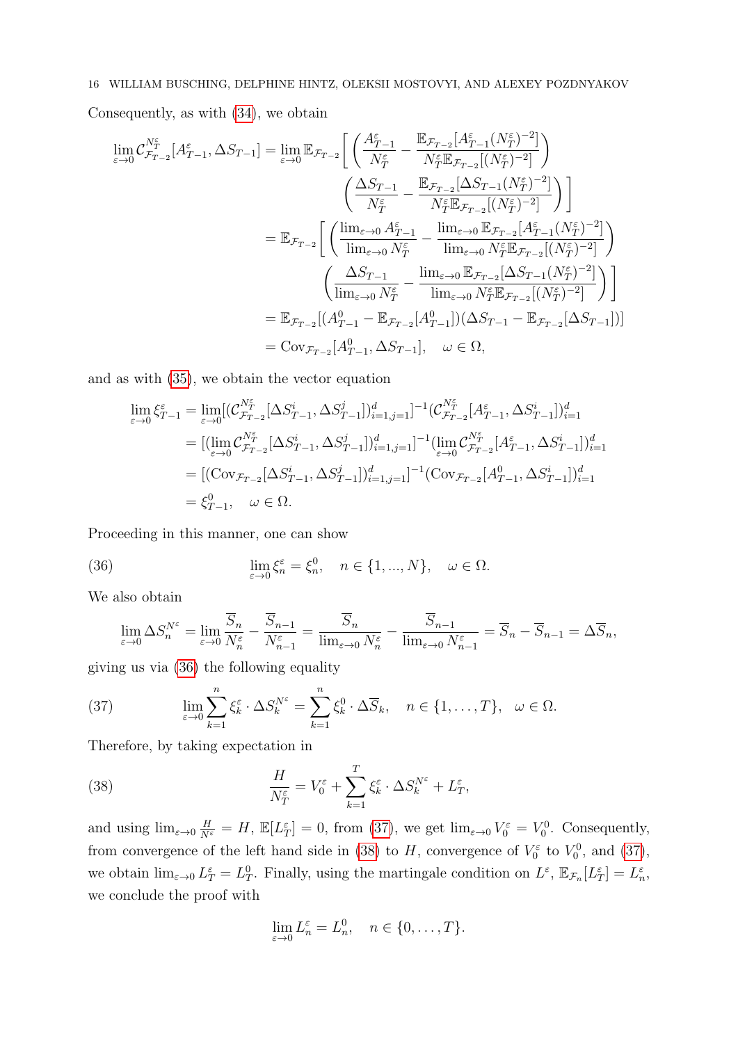Consequently, as with (34), we obtain

$$
\begin{aligned}
\lim_{\varepsilon\to 0} \mathcal{C}^{N^\varepsilon_T}_{\mathcal{F}_{T-2}}[A^\varepsilon_{T-1}, \Delta S_{T-1}] &= \lim_{\varepsilon\to 0} \mathbb{E}_{\mathcal{F}_{T-2}}\Bigg[ \left( \frac{A^\varepsilon_{T-1}}{N^\varepsilon_T} - \frac{\mathbb{E}_{\mathcal{F}_{T-2}}[A^\varepsilon_{T-1}(N^\varepsilon_T)^{-2}]}{N^\varepsilon_T \mathbb{E}_{\mathcal{F}_{T-2}}[(N^\varepsilon_T)^{-2}]} \right) \\
&\qquad\qquad \left( \frac{\Delta S_{T-1}}{N^\varepsilon_T} - \frac{\mathbb{E}_{\mathcal{F}_{T-2}}[\Delta S_{T-1}(N^\varepsilon_T)^{-2}]}{N^\varepsilon_T \mathbb{E}_{\mathcal{F}_{T-2}}[(N^\varepsilon_T)^{-2}]} \right) \Bigg] \\
&= \mathbb{E}_{\mathcal{F}_{T-2}}\Bigg[ \left( \frac{\lim_{\varepsilon\to 0} A^\varepsilon_{T-1}}{\lim_{\varepsilon\to 0} N^\varepsilon_T} - \frac{\lim_{\varepsilon\to 0} \mathbb{E}_{\mathcal{F}_{T-2}}[A^\varepsilon_{T-1}(N^\varepsilon_T)^{-2}]}{\lim_{\varepsilon\to 0} N^\varepsilon_T \mathbb{E}_{\mathcal{F}_{T-2}}[(N^\varepsilon_T)^{-2}]} \right) \\
&\qquad\qquad \left( \frac{\Delta S_{T-1}}{\lim_{\varepsilon\to 0} N^\varepsilon_T} - \frac{\lim_{\varepsilon\to 0} \mathbb{E}_{\mathcal{F}_{T-2}}[\Delta S_{T-1}(N^\varepsilon_T)^{-2}]}{\lim_{\varepsilon\to 0} N^\varepsilon_T \mathbb{E}_{\mathcal{F}_{T-2}}[(N^\varepsilon_T)^{-2}]} \right) \Bigg] \\
&= \mathbb{E}_{\mathcal{F}_{T-2}}[(A^0_{T-1} - \mathbb{E}_{\mathcal{F}_{T-2}}[A^0_{T-1}])(\Delta S_{T-1} - \mathbb{E}_{\mathcal{F}_{T-2}}[\Delta S_{T-1}])] \\
&= \mathrm{Cov}_{\mathcal{F}_{T-2}}[A^0_{T-1}, \Delta S_{T-1}], \quad \omega \in \Omega,
\end{aligned}
$$

and as with (35), we obtain the vector equation

$$
\begin{aligned}
\lim_{\varepsilon\to 0} \xi^\varepsilon_{T-1} &= \lim_{\varepsilon\to 0} [(\mathcal{C}^{N^\varepsilon_T}_{\mathcal{F}_{T-2}}[\Delta S^i_{T-1}, \Delta S^j_{T-1}])^d_{i=1,j=1}]^{-1} (\mathcal{C}^{N^\varepsilon_T}_{\mathcal{F}_{T-2}}[A^\varepsilon_{T-1}, \Delta S^i_{T-1}])^d_{i=1} \\
&= [(\lim_{\varepsilon\to 0} \mathcal{C}^{N^\varepsilon_T}_{\mathcal{F}_{T-2}}[\Delta S^i_{T-1}, \Delta S^j_{T-1}])^d_{i=1,j=1}]^{-1} (\lim_{\varepsilon\to 0} \mathcal{C}^{N^\varepsilon_T}_{\mathcal{F}_{T-2}}[A^\varepsilon_{T-1}, \Delta S^i_{T-1}])^d_{i=1} \\
&= [(\mathrm{Cov}_{\mathcal{F}_{T-2}}[\Delta S^i_{T-1}, \Delta S^j_{T-1}])^d_{i=1,j=1}]^{-1} (\mathrm{Cov}_{\mathcal{F}_{T-2}}[A^0_{T-1}, \Delta S^i_{T-1}])^d_{i=1} \\
&= \xi^0_{T-1}, \quad \omega \in \Omega.
\end{aligned}
$$

Proceeding in this manner, one can show

$$
\lim_{\varepsilon\to 0} \xi^\varepsilon_n = \xi^0_n, \quad n \in \{1, ..., N\}, \quad \omega \in \Omega. \tag{36}
$$

We also obtain

$$
\lim_{\varepsilon\to 0} \Delta S^{N^\varepsilon}_n = \lim_{\varepsilon\to 0} \frac{\overline{S}_n}{N^\varepsilon_n} - \frac{\overline{S}_{n-1}}{N^\varepsilon_{n-1}} = \frac{\overline{S}_n}{\lim_{\varepsilon\to 0} N^\varepsilon_n} - \frac{\overline{S}_{n-1}}{\lim_{\varepsilon\to 0} N^\varepsilon_{n-1}} = \overline{S}_n - \overline{S}_{n-1} = \Delta \overline{S}_n,
$$

giving us via (36) the following equality

$$
\lim_{\varepsilon\to 0} \sum_{k=1}^n \xi^\varepsilon_k \cdot \Delta S^{N^\varepsilon}_k = \sum_{k=1}^n \xi^0_k \cdot \Delta \overline{S}_k, \quad n \in \{1, \dots, T\}, \quad \omega \in \Omega. \tag{37}
$$

Therefore, by taking expectation in

$$
\frac{H}{N^\varepsilon_T} = V^\varepsilon_0 + \sum_{k=1}^T \xi^\varepsilon_k \cdot \Delta S^{N^\varepsilon}_k + L^\varepsilon_T, \tag{38}
$$

and using $\lim_{\varepsilon\to 0} \frac{H}{N^\varepsilon} = H$, $\mathbb{E}[L^\varepsilon_T] = 0$, from (37), we get $\lim_{\varepsilon\to 0} V^\varepsilon_0 = V^0_0$. Consequently, from convergence of the left hand side in (38) to $H$, convergence of $V^\varepsilon_0$ to $V^0_0$, and (37), we obtain $\lim_{\varepsilon\to 0} L^\varepsilon_T = L^0_T$. Finally, using the martingale condition on $L^\varepsilon$, $\mathbb{E}_{\mathcal{F}_n}[L^\varepsilon_T] = L^\varepsilon_n$, we conclude the proof with

$$
\lim_{\varepsilon\to 0} L^\varepsilon_n = L^0_n, \quad n \in \{0, \dots, T\}.
$$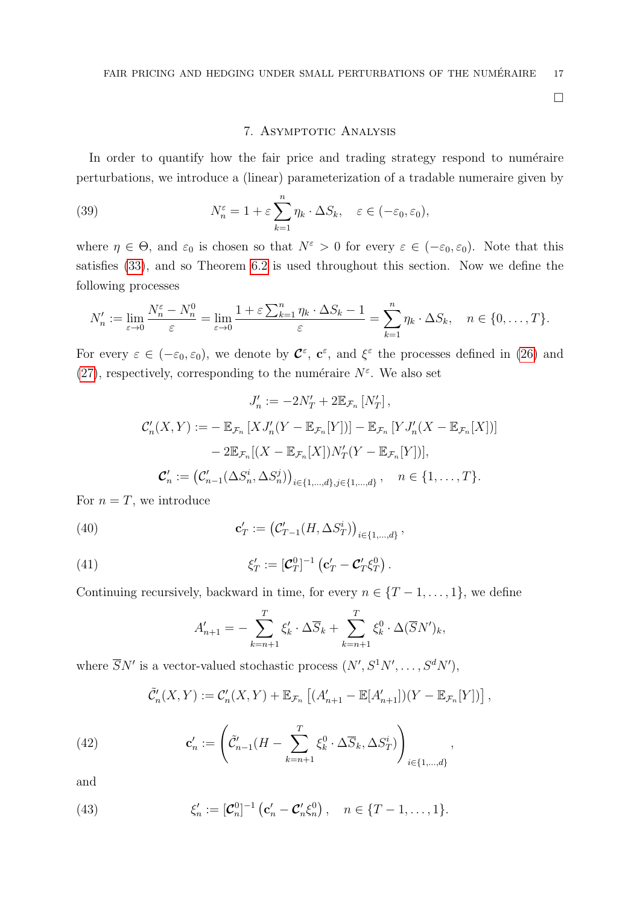□

## 7. Asymptotic Analysis

In order to quantify how the fair price and trading strategy respond to numéraire perturbations, we introduce a (linear) parameterization of a tradable numeraire given by

$$N_n^\varepsilon = 1 + \varepsilon \sum_{k=1}^{n} \eta_k \cdot \Delta S_k, \quad \varepsilon \in (-\varepsilon_0, \varepsilon_0), \tag{39}$$

where $\eta \in \Theta$, and $\varepsilon_0$ is chosen so that $N^\varepsilon > 0$ for every $\varepsilon \in (-\varepsilon_0, \varepsilon_0)$. Note that this satisfies (33), and so Theorem 6.2 is used throughout this section. Now we define the following processes

$$N_n' := \lim_{\varepsilon \to 0} \frac{N_n^\varepsilon - N_n^0}{\varepsilon} = \lim_{\varepsilon \to 0} \frac{1 + \varepsilon \sum_{k=1}^{n} \eta_k \cdot \Delta S_k - 1}{\varepsilon} = \sum_{k=1}^{n} \eta_k \cdot \Delta S_k, \quad n \in \{0, \dots, T\}.$$

For every $\varepsilon \in (-\varepsilon_0, \varepsilon_0)$, we denote by $\boldsymbol{\mathcal{C}}^\varepsilon$, $\mathbf{c}^\varepsilon$, and $\xi^\varepsilon$ the processes defined in (26) and (27), respectively, corresponding to the numéraire $N^\varepsilon$. We also set

$$\begin{aligned}
J_n' &:= -2N_T' + 2\mathbb{E}_{\mathcal{F}_n}\left[N_T'\right], \\
\mathcal{C}_n'(X, Y) &:= -\mathbb{E}_{\mathcal{F}_n}\left[X J_n'(Y - \mathbb{E}_{\mathcal{F}_n}[Y])\right] - \mathbb{E}_{\mathcal{F}_n}\left[Y J_n'(X - \mathbb{E}_{\mathcal{F}_n}[X])\right] \\
&\quad - 2\mathbb{E}_{\mathcal{F}_n}[(X - \mathbb{E}_{\mathcal{F}_n}[X]) N_T' (Y - \mathbb{E}_{\mathcal{F}_n}[Y])], \\
\boldsymbol{\mathcal{C}}_n' &:= \left(\mathcal{C}_{n-1}'(\Delta S_n^i, \Delta S_n^j)\right)_{i \in \{1,\dots,d\}, j \in \{1,\dots,d\}}, \quad n \in \{1, \dots, T\}.
\end{aligned}$$

For $n = T$, we introduce

$$\mathbf{c}_T' := \left(\mathcal{C}_{T-1}'(H, \Delta S_T^i)\right)_{i \in \{1,\dots,d\}}, \tag{40}$$

$$\xi_T' := [\boldsymbol{\mathcal{C}}_T^0]^{-1} \left(\mathbf{c}_T' - \boldsymbol{\mathcal{C}}_T' \xi_T^0\right). \tag{41}$$

Continuing recursively, backward in time, for every $n \in \{T-1, \dots, 1\}$, we define

$$A_{n+1}' = -\sum_{k=n+1}^{T} \xi_k' \cdot \Delta \overline{S}_k + \sum_{k=n+1}^{T} \xi_k^0 \cdot \Delta(\overline{S} N')_k,$$

where $\overline{S} N'$ is a vector-valued stochastic process $(N', S^1 N', \dots, S^d N')$,

$$\tilde{\mathcal{C}}_n'(X, Y) := \mathcal{C}_n'(X, Y) + \mathbb{E}_{\mathcal{F}_n}\left[(A_{n+1}' - \mathbb{E}[A_{n+1}'])(Y - \mathbb{E}_{\mathcal{F}_n}[Y])\right],$$

$$\mathbf{c}_n' := \left(\tilde{\mathcal{C}}_{n-1}'(H - \sum_{k=n+1}^{T} \xi_k^0 \cdot \Delta \overline{S}_k, \Delta S_T^i)\right)_{i \in \{1,\dots,d\}}, \tag{42}$$

and

$$\xi_n' := [\boldsymbol{\mathcal{C}}_n^0]^{-1} \left(\mathbf{c}_n' - \boldsymbol{\mathcal{C}}_n' \xi_n^0\right), \quad n \in \{T-1, \dots, 1\}. \tag{43}$$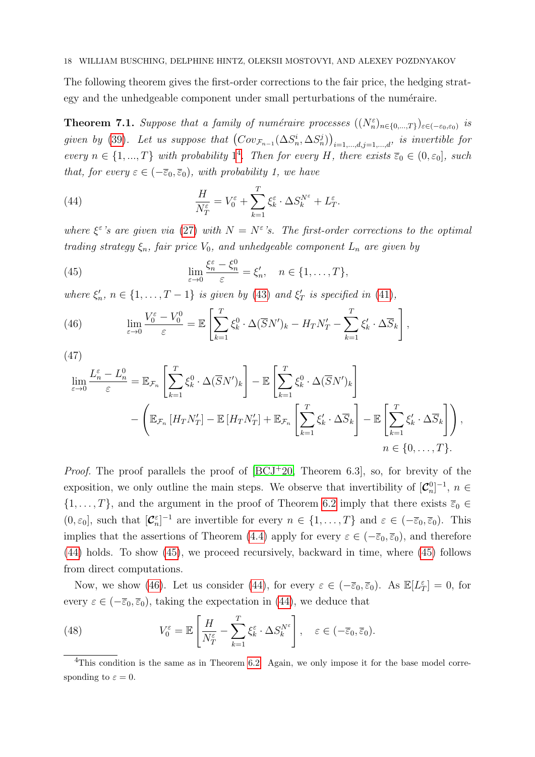The following theorem gives the first-order corrections to the fair price, the hedging strategy and the unhedgeable component under small perturbations of the numéraire.

**Theorem 7.1.** *Suppose that a family of numéraire processes $((N^\varepsilon_n)_{n\in\{0,\dots,T\}})_{\varepsilon\in(-\varepsilon_0,\varepsilon_0)}$ is given by (39). Let us suppose that $\left(Cov_{\mathcal{F}_{n-1}}(\Delta S^i_n, \Delta S^j_n)\right)_{i=1,\dots,d, j=1,\dots,d}$, is invertible for every $n \in \{1,...,T\}$ with probability 1*[4]*. Then for every $H$, there exists $\overline{\varepsilon}_0 \in (0,\varepsilon_0]$, such that, for every $\varepsilon \in (-\overline{\varepsilon}_0, \overline{\varepsilon}_0)$, with probability 1, we have*

$$\frac{H}{N^\varepsilon_T} = V^\varepsilon_0 + \sum_{k=1}^T \xi^\varepsilon_k \cdot \Delta S^{N^\varepsilon}_k + L^\varepsilon_T. \tag{44}$$

*where $\xi^\varepsilon$'s are given via (27) with $N = N^\varepsilon$'s. The first-order corrections to the optimal trading strategy $\xi_n$, fair price $V_0$, and unhedgeable component $L_n$ are given by*

$$\lim_{\varepsilon\to 0}\frac{\xi^\varepsilon_n - \xi^0_n}{\varepsilon} = \xi'_n, \quad n\in\{1,\dots,T\}, \tag{45}$$

*where $\xi'_n$, $n \in \{1,\dots,T-1\}$ is given by (43) and $\xi'_T$ is specified in (41),*

$$\lim_{\varepsilon\to 0}\frac{V^\varepsilon_0 - V^0_0}{\varepsilon} = \mathbb{E}\left[\sum_{k=1}^T \xi^0_k\cdot\Delta(\overline{S}N')_k - H_T N'_T - \sum_{k=1}^T \xi'_k\cdot\Delta\overline{S}_k\right], \tag{46}$$

$$\begin{aligned}
\lim_{\varepsilon\to 0}\frac{L^\varepsilon_n - L^0_n}{\varepsilon} &= \mathbb{E}_{\mathcal{F}_n}\left[\sum_{k=1}^T \xi^0_k\cdot\Delta(\overline{S}N')_k\right] - \mathbb{E}\left[\sum_{k=1}^T \xi^0_k\cdot\Delta(\overline{S}N')_k\right] \\
&\quad - \left(\mathbb{E}_{\mathcal{F}_n}[H_T N'_T] - \mathbb{E}[H_T N'_T] + \mathbb{E}_{\mathcal{F}_n}\left[\sum_{k=1}^T \xi'_k\cdot\Delta\overline{S}_k\right] - \mathbb{E}\left[\sum_{k=1}^T \xi'_k\cdot\Delta\overline{S}_k\right]\right), \\
&\qquad n\in\{0,\dots,T\}.
\end{aligned} \tag{47}$$

*Proof.* The proof parallels the proof of [BCJ+20, Theorem 6.3], so, for brevity of the exposition, we only outline the main steps. We observe that invertibility of $[\boldsymbol{\mathcal{C}}^0_n]^{-1}$, $n \in \{1,\dots,T\}$, and the argument in the proof of Theorem 6.2 imply that there exists $\overline{\varepsilon}_0 \in (0,\varepsilon_0]$, such that $[\boldsymbol{\mathcal{C}}^\varepsilon_n]^{-1}$ are invertible for every $n\in\{1,\dots,T\}$ and $\varepsilon \in (-\overline{\varepsilon}_0,\overline{\varepsilon}_0)$. This implies that the assertions of Theorem (4.4) apply for every $\varepsilon\in(-\overline{\varepsilon}_0,\overline{\varepsilon}_0)$, and therefore (44) holds. To show (45), we proceed recursively, backward in time, where (45) follows from direct computations.

Now, we show (46). Let us consider (44), for every $\varepsilon\in(-\overline{\varepsilon}_0,\overline{\varepsilon}_0)$. As $\mathbb{E}[L^\varepsilon_T] = 0$, for every $\varepsilon\in(-\overline{\varepsilon}_0,\overline{\varepsilon}_0)$, taking the expectation in (44), we deduce that

$$V^\varepsilon_0 = \mathbb{E}\left[\frac{H}{N^\varepsilon_T} - \sum_{k=1}^T \xi^\varepsilon_k\cdot\Delta S^{N^\varepsilon}_k\right], \quad \varepsilon\in(-\overline{\varepsilon}_0,\overline{\varepsilon}_0). \tag{48}$$

[4]This condition is the same as in Theorem 6.2. Again, we only impose it for the base model corresponding to $\varepsilon = 0$.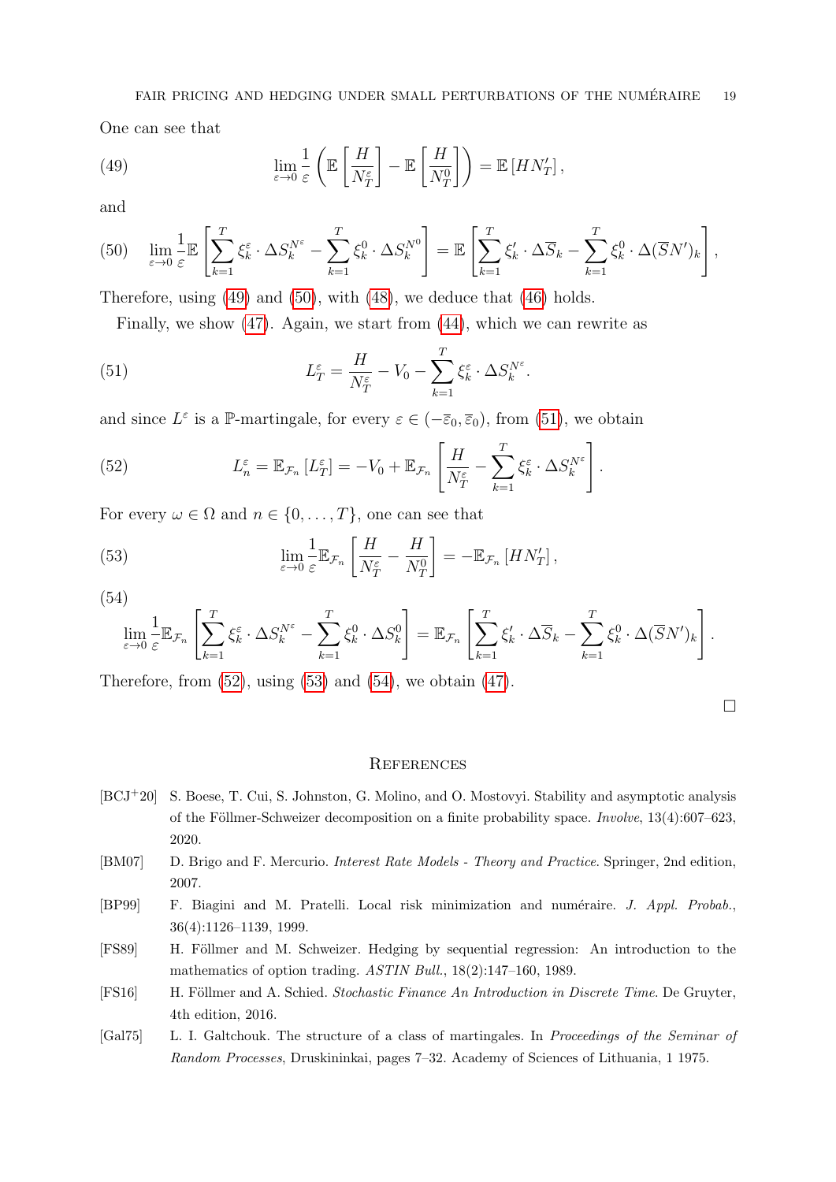One can see that

$$\lim_{\varepsilon\to 0}\frac{1}{\varepsilon}\left(\mathbb{E}\left[\frac{H}{N_T^{\varepsilon}}\right]-\mathbb{E}\left[\frac{H}{N_T^{0}}\right]\right)=\mathbb{E}\left[HN_T'\right], \tag{49}$$

and

$$\lim_{\varepsilon\to 0}\frac{1}{\varepsilon}\mathbb{E}\left[\sum_{k=1}^{T}\xi_k^{\varepsilon}\cdot\Delta S_k^{N^{\varepsilon}}-\sum_{k=1}^{T}\xi_k^{0}\cdot\Delta S_k^{N^{0}}\right]=\mathbb{E}\left[\sum_{k=1}^{T}\xi_k'\cdot\Delta\overline{S}_k-\sum_{k=1}^{T}\xi_k^{0}\cdot\Delta(\overline{S}N')_k\right], \tag{50}$$

Therefore, using (49) and (50), with (48), we deduce that (46) holds.

Finally, we show (47). Again, we start from (44), which we can rewrite as

$$L_T^{\varepsilon}=\frac{H}{N_T^{\varepsilon}}-V_0-\sum_{k=1}^{T}\xi_k^{\varepsilon}\cdot\Delta S_k^{N^{\varepsilon}}. \tag{51}$$

and since $L^{\varepsilon}$ is a $\mathbb{P}$-martingale, for every $\varepsilon\in(-\overline{\varepsilon}_0,\overline{\varepsilon}_0)$, from (51), we obtain

$$L_n^{\varepsilon}=\mathbb{E}_{\mathcal{F}_n}\left[L_T^{\varepsilon}\right]=-V_0+\mathbb{E}_{\mathcal{F}_n}\left[\frac{H}{N_T^{\varepsilon}}-\sum_{k=1}^{T}\xi_k^{\varepsilon}\cdot\Delta S_k^{N^{\varepsilon}}\right]. \tag{52}$$

For every $\omega\in\Omega$ and $n\in\{0,\dots,T\}$, one can see that

$$\lim_{\varepsilon\to 0}\frac{1}{\varepsilon}\mathbb{E}_{\mathcal{F}_n}\left[\frac{H}{N_T^{\varepsilon}}-\frac{H}{N_T^{0}}\right]=-\mathbb{E}_{\mathcal{F}_n}\left[HN_T'\right], \tag{53}$$

$$\lim_{\varepsilon\to 0}\frac{1}{\varepsilon}\mathbb{E}_{\mathcal{F}_n}\left[\sum_{k=1}^{T}\xi_k^{\varepsilon}\cdot\Delta S_k^{N^{\varepsilon}}-\sum_{k=1}^{T}\xi_k^{0}\cdot\Delta S_k^{0}\right]=\mathbb{E}_{\mathcal{F}_n}\left[\sum_{k=1}^{T}\xi_k'\cdot\Delta\overline{S}_k-\sum_{k=1}^{T}\xi_k^{0}\cdot\Delta(\overline{S}N')_k\right]. \tag{54}$$

Therefore, from (52), using (53) and (54), we obtain (47).

∎

## References

[BCJ+20] S. Boese, T. Cui, S. Johnston, G. Molino, and O. Mostovyi. Stability and asymptotic analysis of the Föllmer-Schweizer decomposition on a finite probability space. *Involve*, 13(4):607–623, 2020.

[BM07] D. Brigo and F. Mercurio. *Interest Rate Models - Theory and Practice*. Springer, 2nd edition, 2007.

[BP99] F. Biagini and M. Pratelli. Local risk minimization and numéraire. *J. Appl. Probab.*, 36(4):1126–1139, 1999.

[FS89] H. Föllmer and M. Schweizer. Hedging by sequential regression: An introduction to the mathematics of option trading. *ASTIN Bull.*, 18(2):147–160, 1989.

[FS16] H. Föllmer and A. Schied. *Stochastic Finance An Introduction in Discrete Time*. De Gruyter, 4th edition, 2016.

[Gal75] L. I. Galtchouk. The structure of a class of martingales. In *Proceedings of the Seminar of Random Processes*, Druskininkai, pages 7–32. Academy of Sciences of Lithuania, 1 1975.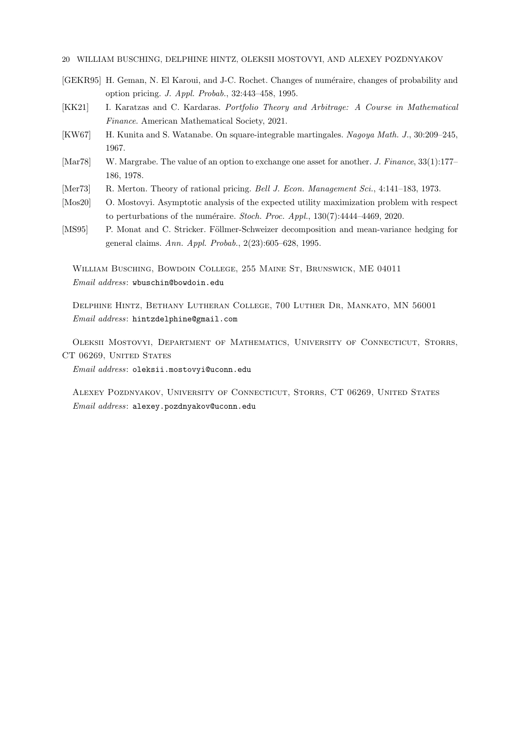[GEKR95] H. Geman, N. El Karoui, and J-C. Rochet. Changes of numéraire, changes of probability and option pricing. *J. Appl. Probab.*, 32:443–458, 1995.

[KK21] I. Karatzas and C. Kardaras. *Portfolio Theory and Arbitrage: A Course in Mathematical Finance*. American Mathematical Society, 2021.

[KW67] H. Kunita and S. Watanabe. On square-integrable martingales. *Nagoya Math. J.*, 30:209–245, 1967.

[Mar78] W. Margrabe. The value of an option to exchange one asset for another. *J. Finance*, 33(1):177–186, 1978.

[Mer73] R. Merton. Theory of rational pricing. *Bell J. Econ. Management Sci.*, 4:141–183, 1973.

[Mos20] O. Mostovyi. Asymptotic analysis of the expected utility maximization problem with respect to perturbations of the numéraire. *Stoch. Proc. Appl.*, 130(7):4444–4469, 2020.

[MS95] P. Monat and C. Stricker. Föllmer-Schweizer decomposition and mean-variance hedging for general claims. *Ann. Appl. Probab.*, 2(23):605–628, 1995.

William Busching, Bowdoin College, 255 Maine St, Brunswick, ME 04011
*Email address*: wbuschin@bowdoin.edu

Delphine Hintz, Bethany Lutheran College, 700 Luther Dr, Mankato, MN 56001
*Email address*: hintzdelphine@gmail.com

Oleksii Mostovyi, Department of Mathematics, University of Connecticut, Storrs, CT 06269, United States
*Email address*: oleksii.mostovyi@uconn.edu

Alexey Pozdnyakov, University of Connecticut, Storrs, CT 06269, United States
*Email address*: alexey.pozdnyakov@uconn.edu